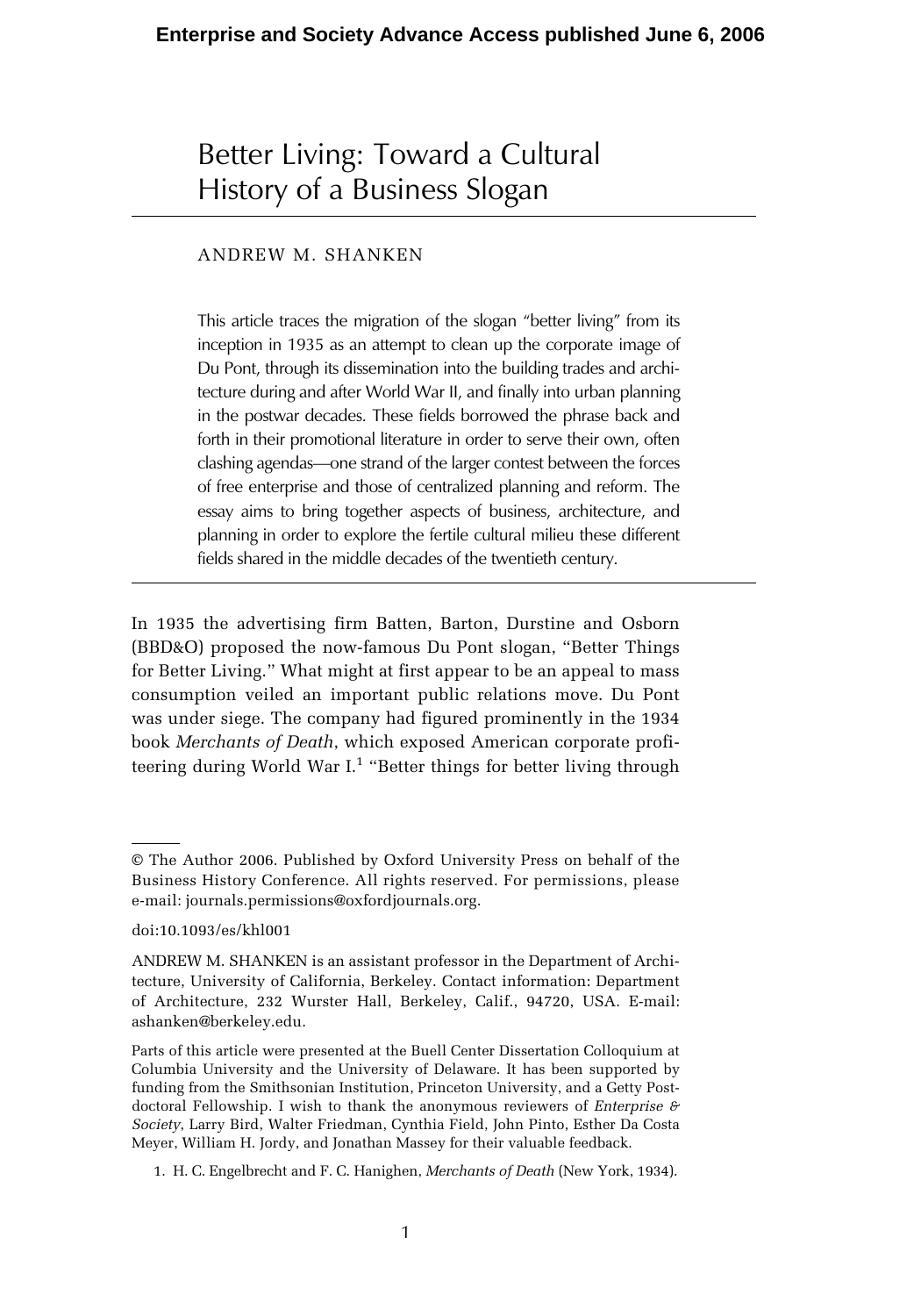Enterprise and Society Advance Access published June 6, 2006

# Better Living: Toward a Cultural History of a Business Slogan

ANDREW M. SHANKEN

This article traces the migration of the slogan "better living" from its inception in 1935 as an attempt to clean up the corporate image of Du Pont, through its dissemination into the building trades and architecture during and after World War II, and finally into urban planning in the postwar decades. These fields borrowed the phrase back and forth in their promotional literature in order to serve their own, often clashing agendas—one strand of the larger contest between the forces of free enterprise and those of centralized planning and reform. The essay aims to bring together aspects of business, architecture, and planning in order to explore the fertile cultural milieu these different fields shared in the middle decades of the twentieth century.

In 1935 the advertising firm Batten, Barton, Durstine and Osborn (BBD&O) proposed the now-famous Du Pont slogan, "Better Things for Better Living." What might at first appear to be an appeal to mass consumption veiled an important public relations move. Du Pont was under siege. The company had figured prominently in the 1934 book *Merchants of Death*, which exposed American corporate profiteering during World War I.[1] "Better things for better living through

---

© The Author 2006. Published by Oxford University Press on behalf of the Business History Conference. All rights reserved. For permissions, please e-mail: journals.permissions@oxfordjournals.org.

doi:10.1093/es/khl001

ANDREW M. SHANKEN is an assistant professor in the Department of Architecture, University of California, Berkeley. Contact information: Department of Architecture, 232 Wurster Hall, Berkeley, Calif., 94720, USA. E-mail: ashanken@berkeley.edu.

Parts of this article were presented at the Buell Center Dissertation Colloquium at Columbia University and the University of Delaware. It has been supported by funding from the Smithsonian Institution, Princeton University, and a Getty Postdoctoral Fellowship. I wish to thank the anonymous reviewers of *Enterprise & Society*, Larry Bird, Walter Friedman, Cynthia Field, John Pinto, Esther Da Costa Meyer, William H. Jordy, and Jonathan Massey for their valuable feedback.

1. H. C. Engelbrecht and F. C. Hanighen, *Merchants of Death* (New York, 1934).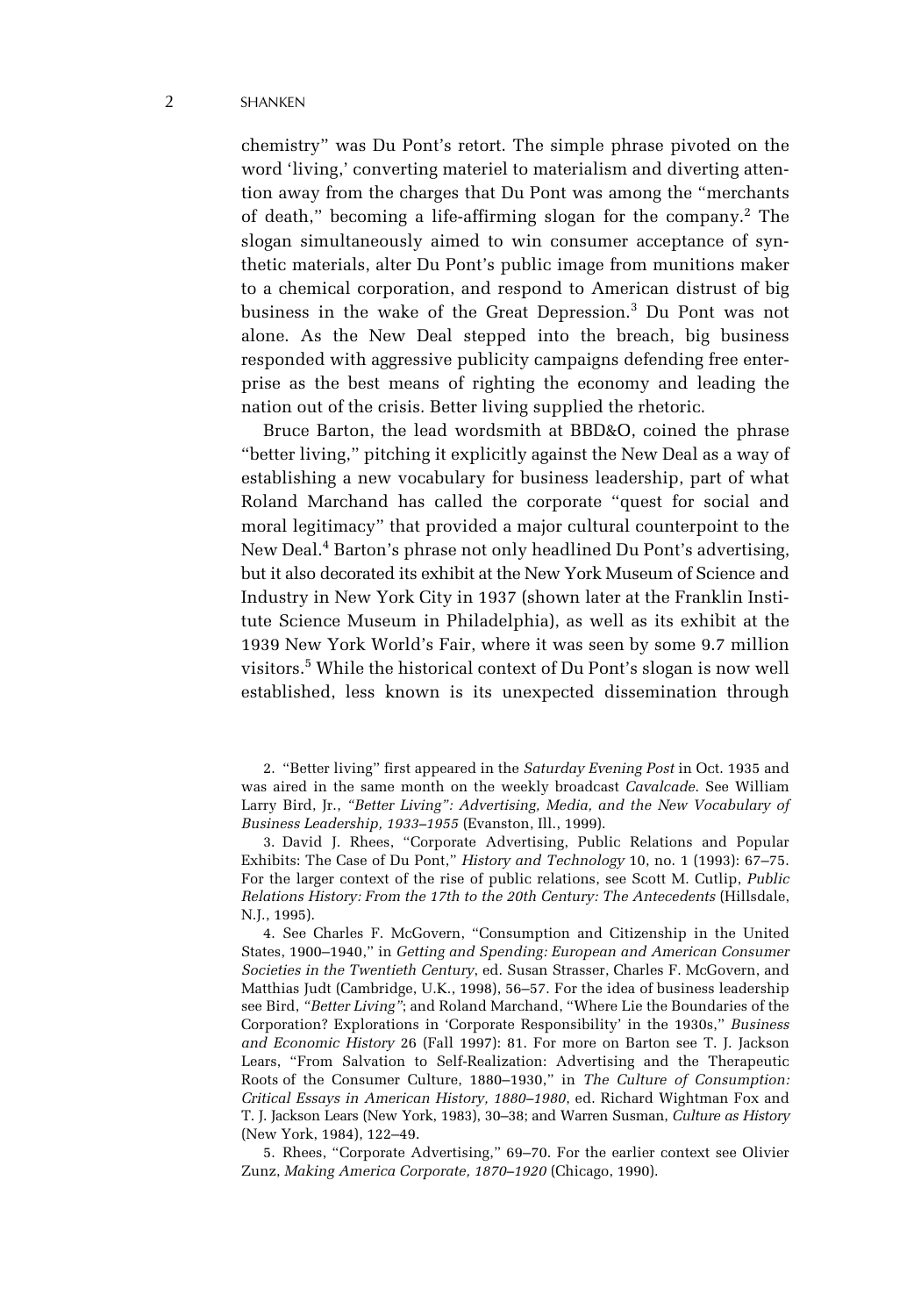chemistry" was Du Pont's retort. The simple phrase pivoted on the word 'living,' converting materiel to materialism and diverting attention away from the charges that Du Pont was among the "merchants of death," becoming a life-affirming slogan for the company.[2] The slogan simultaneously aimed to win consumer acceptance of synthetic materials, alter Du Pont's public image from munitions maker to a chemical corporation, and respond to American distrust of big business in the wake of the Great Depression.[3] Du Pont was not alone. As the New Deal stepped into the breach, big business responded with aggressive publicity campaigns defending free enterprise as the best means of righting the economy and leading the nation out of the crisis. Better living supplied the rhetoric.

Bruce Barton, the lead wordsmith at BBD&O, coined the phrase "better living," pitching it explicitly against the New Deal as a way of establishing a new vocabulary for business leadership, part of what Roland Marchand has called the corporate "quest for social and moral legitimacy" that provided a major cultural counterpoint to the New Deal.[4] Barton's phrase not only headlined Du Pont's advertising, but it also decorated its exhibit at the New York Museum of Science and Industry in New York City in 1937 (shown later at the Franklin Institute Science Museum in Philadelphia), as well as its exhibit at the 1939 New York World's Fair, where it was seen by some 9.7 million visitors.[5] While the historical context of Du Pont's slogan is now well established, less known is its unexpected dissemination through

2. "Better living" first appeared in the *Saturday Evening Post* in Oct. 1935 and was aired in the same month on the weekly broadcast *Cavalcade*. See William Larry Bird, Jr., *"Better Living": Advertising, Media, and the New Vocabulary of Business Leadership, 1933–1955* (Evanston, Ill., 1999).

3. David J. Rhees, "Corporate Advertising, Public Relations and Popular Exhibits: The Case of Du Pont," *History and Technology* 10, no. 1 (1993): 67–75. For the larger context of the rise of public relations, see Scott M. Cutlip, *Public Relations History: From the 17th to the 20th Century: The Antecedents* (Hillsdale, N.J., 1995).

4. See Charles F. McGovern, "Consumption and Citizenship in the United States, 1900–1940," in *Getting and Spending: European and American Consumer Societies in the Twentieth Century*, ed. Susan Strasser, Charles F. McGovern, and Matthias Judt (Cambridge, U.K., 1998), 56–57. For the idea of business leadership see Bird, *"Better Living"*; and Roland Marchand, "Where Lie the Boundaries of the Corporation? Explorations in 'Corporate Responsibility' in the 1930s," *Business and Economic History* 26 (Fall 1997): 81. For more on Barton see T. J. Jackson Lears, "From Salvation to Self-Realization: Advertising and the Therapeutic Roots of the Consumer Culture, 1880–1930," in *The Culture of Consumption: Critical Essays in American History, 1880–1980*, ed. Richard Wightman Fox and T. J. Jackson Lears (New York, 1983), 30–38; and Warren Susman, *Culture as History* (New York, 1984), 122–49.

5. Rhees, "Corporate Advertising," 69–70. For the earlier context see Olivier Zunz, *Making America Corporate, 1870–1920* (Chicago, 1990).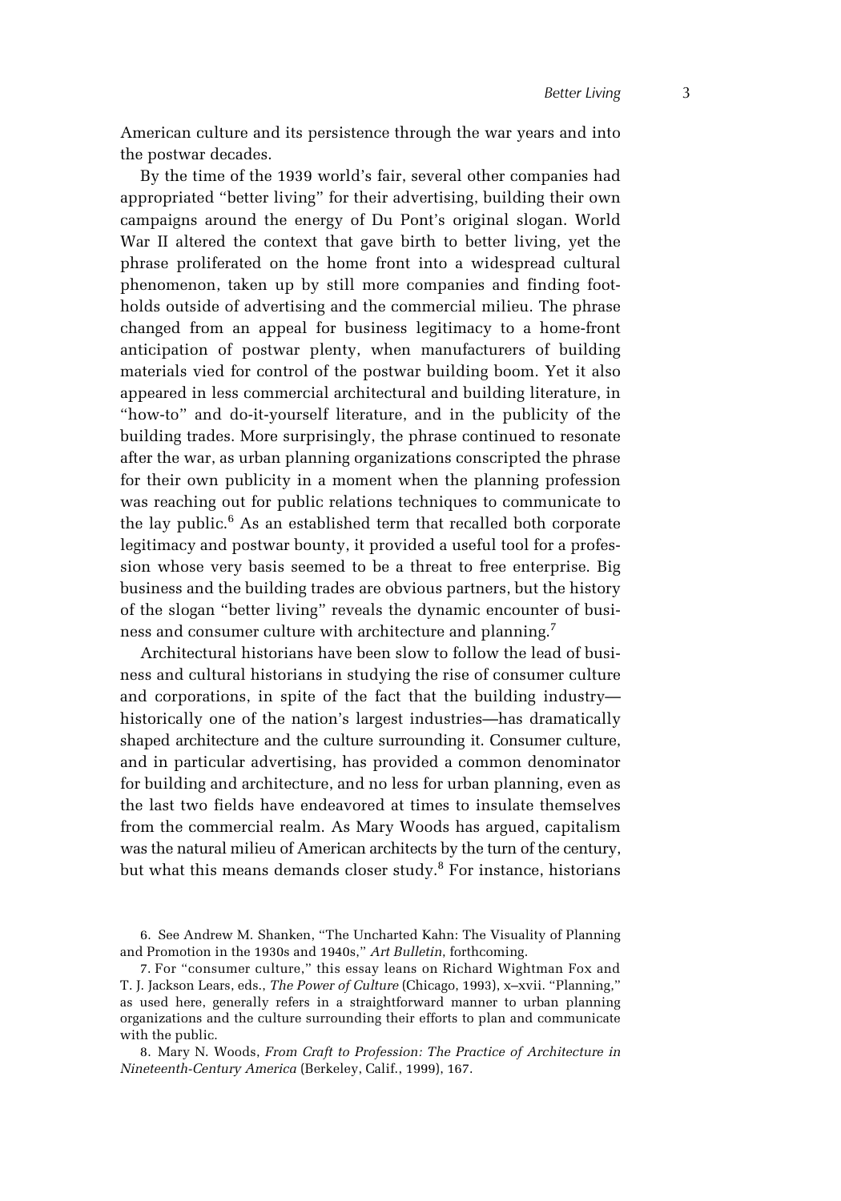American culture and its persistence through the war years and into the postwar decades.

By the time of the 1939 world's fair, several other companies had appropriated "better living" for their advertising, building their own campaigns around the energy of Du Pont's original slogan. World War II altered the context that gave birth to better living, yet the phrase proliferated on the home front into a widespread cultural phenomenon, taken up by still more companies and finding footholds outside of advertising and the commercial milieu. The phrase changed from an appeal for business legitimacy to a home-front anticipation of postwar plenty, when manufacturers of building materials vied for control of the postwar building boom. Yet it also appeared in less commercial architectural and building literature, in "how-to" and do-it-yourself literature, and in the publicity of the building trades. More surprisingly, the phrase continued to resonate after the war, as urban planning organizations conscripted the phrase for their own publicity in a moment when the planning profession was reaching out for public relations techniques to communicate to the lay public.[6] As an established term that recalled both corporate legitimacy and postwar bounty, it provided a useful tool for a profession whose very basis seemed to be a threat to free enterprise. Big business and the building trades are obvious partners, but the history of the slogan "better living" reveals the dynamic encounter of business and consumer culture with architecture and planning.[7]

Architectural historians have been slow to follow the lead of business and cultural historians in studying the rise of consumer culture and corporations, in spite of the fact that the building industry—historically one of the nation's largest industries—has dramatically shaped architecture and the culture surrounding it. Consumer culture, and in particular advertising, has provided a common denominator for building and architecture, and no less for urban planning, even as the last two fields have endeavored at times to insulate themselves from the commercial realm. As Mary Woods has argued, capitalism was the natural milieu of American architects by the turn of the century, but what this means demands closer study.[8] For instance, historians

6. See Andrew M. Shanken, "The Uncharted Kahn: The Visuality of Planning and Promotion in the 1930s and 1940s," *Art Bulletin*, forthcoming.

7. For "consumer culture," this essay leans on Richard Wightman Fox and T. J. Jackson Lears, eds., *The Power of Culture* (Chicago, 1993), x–xvii. "Planning," as used here, generally refers in a straightforward manner to urban planning organizations and the culture surrounding their efforts to plan and communicate with the public.

8. Mary N. Woods, *From Craft to Profession: The Practice of Architecture in Nineteenth-Century America* (Berkeley, Calif., 1999), 167.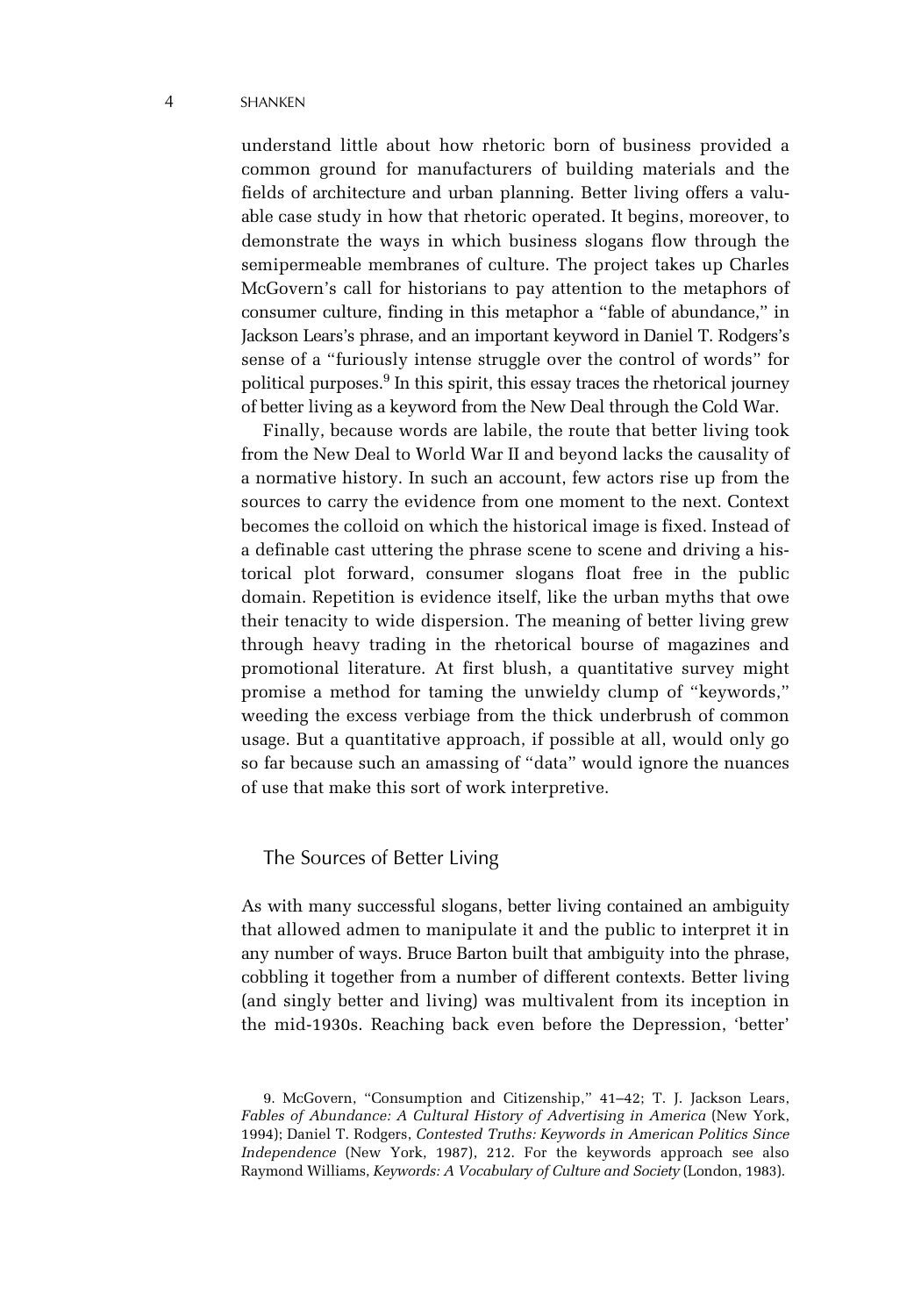understand little about how rhetoric born of business provided a common ground for manufacturers of building materials and the fields of architecture and urban planning. Better living offers a valuable case study in how that rhetoric operated. It begins, moreover, to demonstrate the ways in which business slogans flow through the semipermeable membranes of culture. The project takes up Charles McGovern's call for historians to pay attention to the metaphors of consumer culture, finding in this metaphor a "fable of abundance," in Jackson Lears's phrase, and an important keyword in Daniel T. Rodgers's sense of a "furiously intense struggle over the control of words" for political purposes.[9] In this spirit, this essay traces the rhetorical journey of better living as a keyword from the New Deal through the Cold War.

Finally, because words are labile, the route that better living took from the New Deal to World War II and beyond lacks the causality of a normative history. In such an account, few actors rise up from the sources to carry the evidence from one moment to the next. Context becomes the colloid on which the historical image is fixed. Instead of a definable cast uttering the phrase scene to scene and driving a historical plot forward, consumer slogans float free in the public domain. Repetition is evidence itself, like the urban myths that owe their tenacity to wide dispersion. The meaning of better living grew through heavy trading in the rhetorical bourse of magazines and promotional literature. At first blush, a quantitative survey might promise a method for taming the unwieldy clump of "keywords," weeding the excess verbiage from the thick underbrush of common usage. But a quantitative approach, if possible at all, would only go so far because such an amassing of "data" would ignore the nuances of use that make this sort of work interpretive.

## The Sources of Better Living

As with many successful slogans, better living contained an ambiguity that allowed admen to manipulate it and the public to interpret it in any number of ways. Bruce Barton built that ambiguity into the phrase, cobbling it together from a number of different contexts. Better living (and singly better and living) was multivalent from its inception in the mid-1930s. Reaching back even before the Depression, 'better'

9. McGovern, "Consumption and Citizenship," 41–42; T. J. Jackson Lears, *Fables of Abundance: A Cultural History of Advertising in America* (New York, 1994); Daniel T. Rodgers, *Contested Truths: Keywords in American Politics Since Independence* (New York, 1987), 212. For the keywords approach see also Raymond Williams, *Keywords: A Vocabulary of Culture and Society* (London, 1983).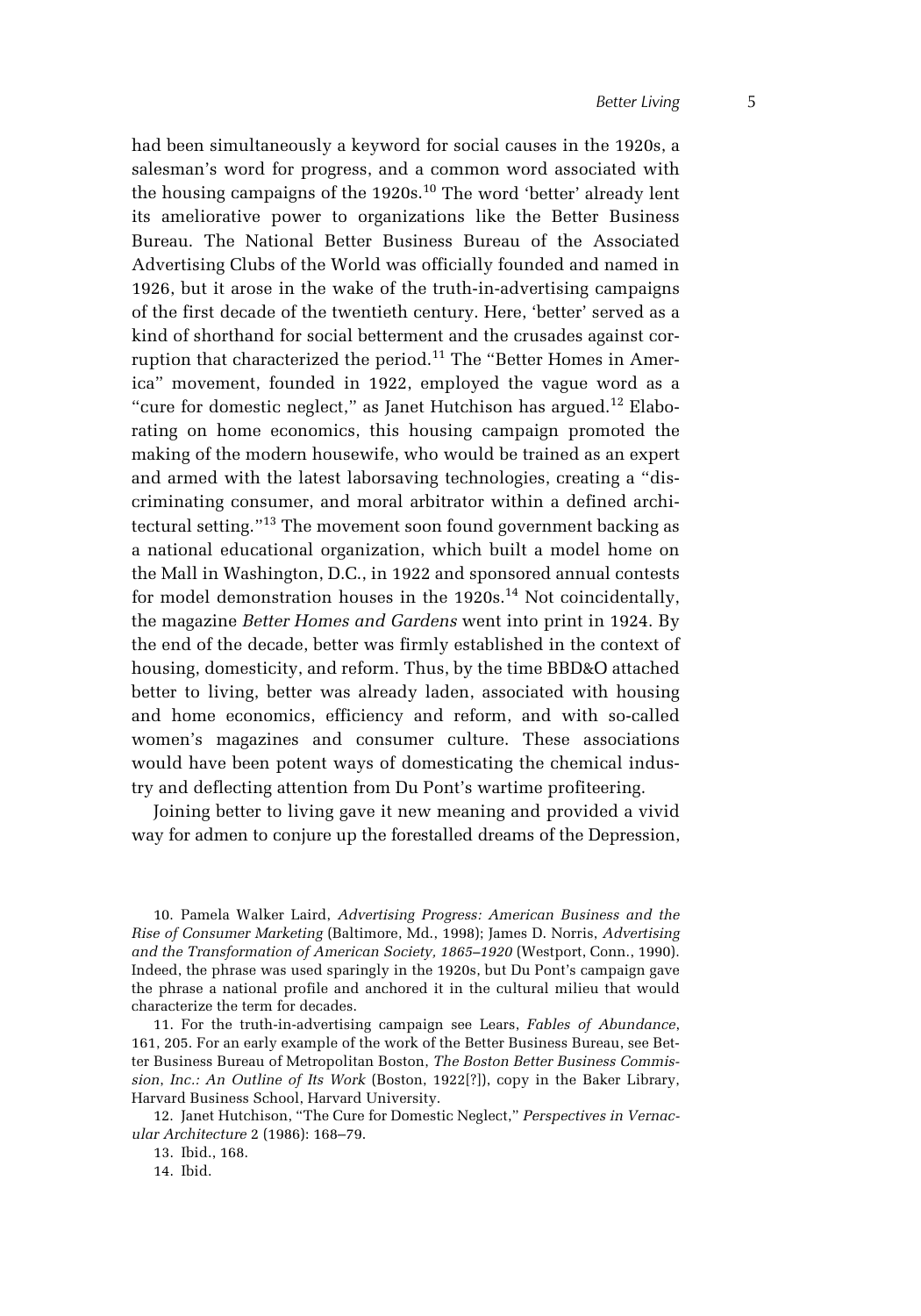had been simultaneously a keyword for social causes in the 1920s, a salesman's word for progress, and a common word associated with the housing campaigns of the 1920s.[10] The word 'better' already lent its ameliorative power to organizations like the Better Business Bureau. The National Better Business Bureau of the Associated Advertising Clubs of the World was officially founded and named in 1926, but it arose in the wake of the truth-in-advertising campaigns of the first decade of the twentieth century. Here, 'better' served as a kind of shorthand for social betterment and the crusades against corruption that characterized the period.[11] The "Better Homes in America" movement, founded in 1922, employed the vague word as a "cure for domestic neglect," as Janet Hutchison has argued.[12] Elaborating on home economics, this housing campaign promoted the making of the modern housewife, who would be trained as an expert and armed with the latest laborsaving technologies, creating a "discriminating consumer, and moral arbitrator within a defined architectural setting."[13] The movement soon found government backing as a national educational organization, which built a model home on the Mall in Washington, D.C., in 1922 and sponsored annual contests for model demonstration houses in the 1920s.[14] Not coincidentally, the magazine *Better Homes and Gardens* went into print in 1924. By the end of the decade, better was firmly established in the context of housing, domesticity, and reform. Thus, by the time BBD&O attached better to living, better was already laden, associated with housing and home economics, efficiency and reform, and with so-called women's magazines and consumer culture. These associations would have been potent ways of domesticating the chemical industry and deflecting attention from Du Pont's wartime profiteering.

Joining better to living gave it new meaning and provided a vivid way for admen to conjure up the forestalled dreams of the Depression,

10. Pamela Walker Laird, *Advertising Progress: American Business and the Rise of Consumer Marketing* (Baltimore, Md., 1998); James D. Norris, *Advertising and the Transformation of American Society, 1865–1920* (Westport, Conn., 1990). Indeed, the phrase was used sparingly in the 1920s, but Du Pont's campaign gave the phrase a national profile and anchored it in the cultural milieu that would characterize the term for decades.

11. For the truth-in-advertising campaign see Lears, *Fables of Abundance*, 161, 205. For an early example of the work of the Better Business Bureau, see Better Business Bureau of Metropolitan Boston, *The Boston Better Business Commission, Inc.: An Outline of Its Work* (Boston, 1922[?]), copy in the Baker Library, Harvard Business School, Harvard University.

12. Janet Hutchison, "The Cure for Domestic Neglect," *Perspectives in Vernacular Architecture* 2 (1986): 168–79.

13. Ibid., 168.

14. Ibid.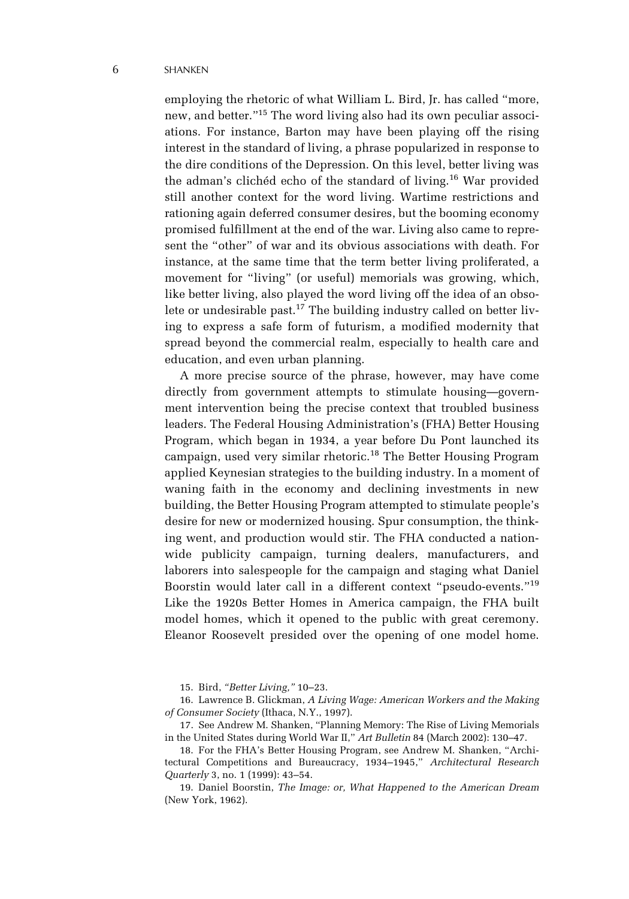employing the rhetoric of what William L. Bird, Jr. has called "more, new, and better."[15] The word living also had its own peculiar associations. For instance, Barton may have been playing off the rising interest in the standard of living, a phrase popularized in response to the dire conditions of the Depression. On this level, better living was the adman's clichéd echo of the standard of living.[16] War provided still another context for the word living. Wartime restrictions and rationing again deferred consumer desires, but the booming economy promised fulfillment at the end of the war. Living also came to represent the "other" of war and its obvious associations with death. For instance, at the same time that the term better living proliferated, a movement for "living" (or useful) memorials was growing, which, like better living, also played the word living off the idea of an obsolete or undesirable past.[17] The building industry called on better living to express a safe form of futurism, a modified modernity that spread beyond the commercial realm, especially to health care and education, and even urban planning.

A more precise source of the phrase, however, may have come directly from government attempts to stimulate housing—government intervention being the precise context that troubled business leaders. The Federal Housing Administration's (FHA) Better Housing Program, which began in 1934, a year before Du Pont launched its campaign, used very similar rhetoric.[18] The Better Housing Program applied Keynesian strategies to the building industry. In a moment of waning faith in the economy and declining investments in new building, the Better Housing Program attempted to stimulate people's desire for new or modernized housing. Spur consumption, the thinking went, and production would stir. The FHA conducted a nationwide publicity campaign, turning dealers, manufacturers, and laborers into salespeople for the campaign and staging what Daniel Boorstin would later call in a different context "pseudo-events."[19] Like the 1920s Better Homes in America campaign, the FHA built model homes, which it opened to the public with great ceremony. Eleanor Roosevelt presided over the opening of one model home.

15. Bird, *"Better Living,"* 10–23.

16. Lawrence B. Glickman, *A Living Wage: American Workers and the Making of Consumer Society* (Ithaca, N.Y., 1997).

17. See Andrew M. Shanken, "Planning Memory: The Rise of Living Memorials in the United States during World War II," *Art Bulletin* 84 (March 2002): 130–47.

18. For the FHA's Better Housing Program, see Andrew M. Shanken, "Architectural Competitions and Bureaucracy, 1934–1945," *Architectural Research Quarterly* 3, no. 1 (1999): 43–54.

19. Daniel Boorstin, *The Image: or, What Happened to the American Dream* (New York, 1962).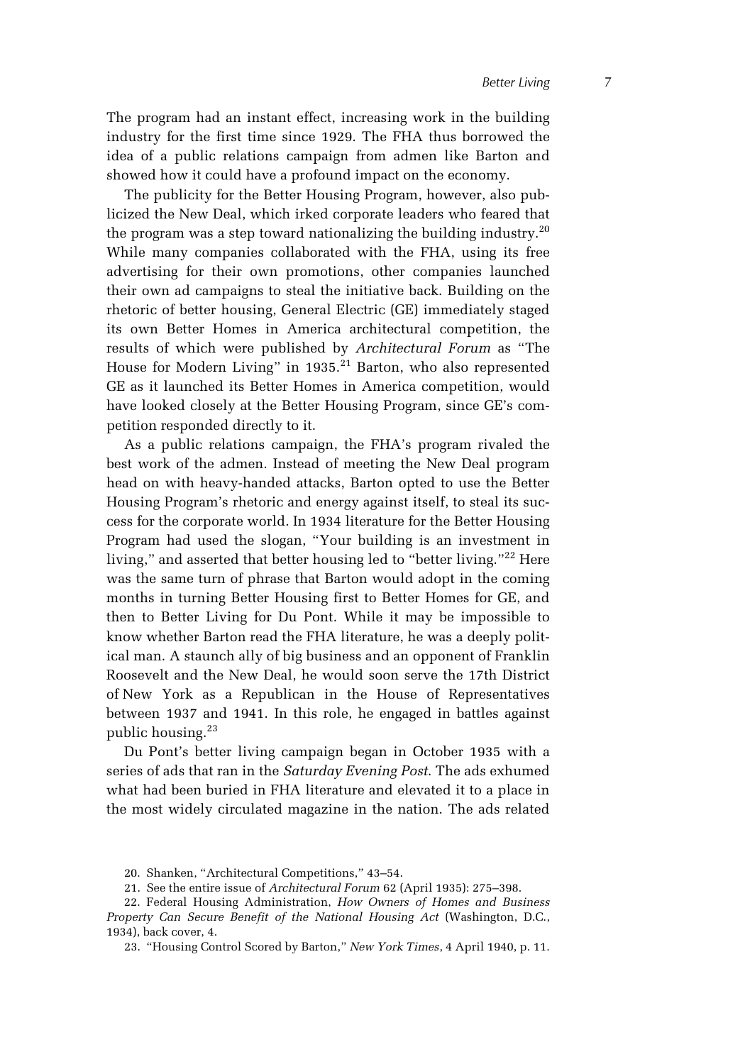The program had an instant effect, increasing work in the building industry for the first time since 1929. The FHA thus borrowed the idea of a public relations campaign from admen like Barton and showed how it could have a profound impact on the economy.

The publicity for the Better Housing Program, however, also publicized the New Deal, which irked corporate leaders who feared that the program was a step toward nationalizing the building industry.[20] While many companies collaborated with the FHA, using its free advertising for their own promotions, other companies launched their own ad campaigns to steal the initiative back. Building on the rhetoric of better housing, General Electric (GE) immediately staged its own Better Homes in America architectural competition, the results of which were published by *Architectural Forum* as "The House for Modern Living" in 1935.[21] Barton, who also represented GE as it launched its Better Homes in America competition, would have looked closely at the Better Housing Program, since GE's competition responded directly to it.

As a public relations campaign, the FHA's program rivaled the best work of the admen. Instead of meeting the New Deal program head on with heavy-handed attacks, Barton opted to use the Better Housing Program's rhetoric and energy against itself, to steal its success for the corporate world. In 1934 literature for the Better Housing Program had used the slogan, "Your building is an investment in living," and asserted that better housing led to "better living."[22] Here was the same turn of phrase that Barton would adopt in the coming months in turning Better Housing first to Better Homes for GE, and then to Better Living for Du Pont. While it may be impossible to know whether Barton read the FHA literature, he was a deeply political man. A staunch ally of big business and an opponent of Franklin Roosevelt and the New Deal, he would soon serve the 17th District of New York as a Republican in the House of Representatives between 1937 and 1941. In this role, he engaged in battles against public housing.[23]

Du Pont's better living campaign began in October 1935 with a series of ads that ran in the *Saturday Evening Post.* The ads exhumed what had been buried in FHA literature and elevated it to a place in the most widely circulated magazine in the nation. The ads related

20. Shanken, "Architectural Competitions," 43–54.

21. See the entire issue of *Architectural Forum* 62 (April 1935): 275–398.

22. Federal Housing Administration, *How Owners of Homes and Business Property Can Secure Benefit of the National Housing Act* (Washington, D.C., 1934), back cover, 4.

23. "Housing Control Scored by Barton," *New York Times*, 4 April 1940, p. 11.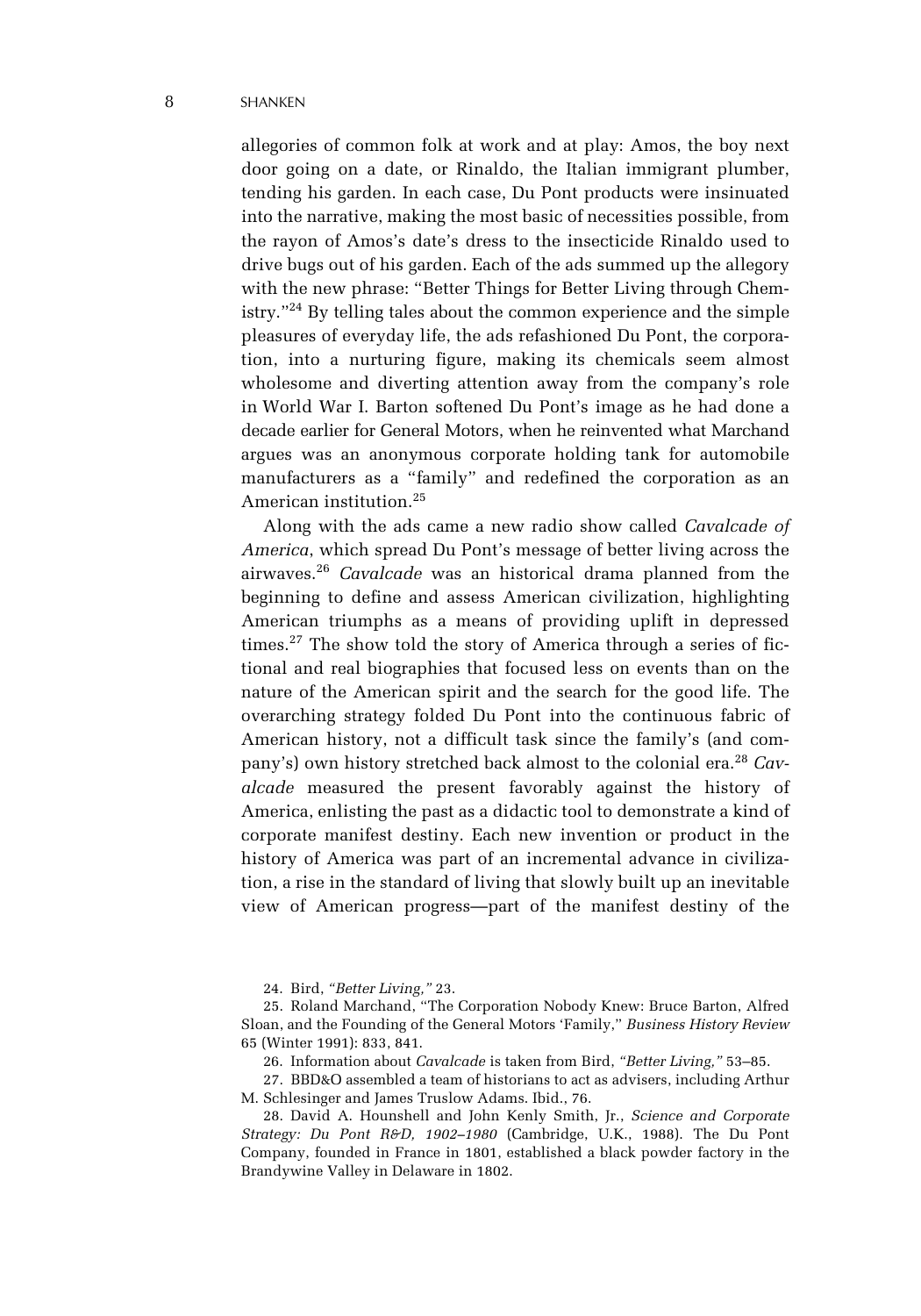allegories of common folk at work and at play: Amos, the boy next door going on a date, or Rinaldo, the Italian immigrant plumber, tending his garden. In each case, Du Pont products were insinuated into the narrative, making the most basic of necessities possible, from the rayon of Amos's date's dress to the insecticide Rinaldo used to drive bugs out of his garden. Each of the ads summed up the allegory with the new phrase: "Better Things for Better Living through Chemistry."[24] By telling tales about the common experience and the simple pleasures of everyday life, the ads refashioned Du Pont, the corporation, into a nurturing figure, making its chemicals seem almost wholesome and diverting attention away from the company's role in World War I. Barton softened Du Pont's image as he had done a decade earlier for General Motors, when he reinvented what Marchand argues was an anonymous corporate holding tank for automobile manufacturers as a "family" and redefined the corporation as an American institution.[25]

Along with the ads came a new radio show called *Cavalcade of America*, which spread Du Pont's message of better living across the airwaves.[26] *Cavalcade* was an historical drama planned from the beginning to define and assess American civilization, highlighting American triumphs as a means of providing uplift in depressed times.[27] The show told the story of America through a series of fictional and real biographies that focused less on events than on the nature of the American spirit and the search for the good life. The overarching strategy folded Du Pont into the continuous fabric of American history, not a difficult task since the family's (and company's) own history stretched back almost to the colonial era.[28] *Cavalcade* measured the present favorably against the history of America, enlisting the past as a didactic tool to demonstrate a kind of corporate manifest destiny. Each new invention or product in the history of America was part of an incremental advance in civilization, a rise in the standard of living that slowly built up an inevitable view of American progress—part of the manifest destiny of the

24. Bird, *"Better Living,"* 23.

25. Roland Marchand, "The Corporation Nobody Knew: Bruce Barton, Alfred Sloan, and the Founding of the General Motors 'Family,'" *Business History Review* 65 (Winter 1991): 833, 841.

26. Information about *Cavalcade* is taken from Bird, *"Better Living,"* 53–85.

27. BBD&O assembled a team of historians to act as advisers, including Arthur M. Schlesinger and James Truslow Adams. Ibid., 76.

28. David A. Hounshell and John Kenly Smith, Jr., *Science and Corporate Strategy: Du Pont R&D, 1902–1980* (Cambridge, U.K., 1988). The Du Pont Company, founded in France in 1801, established a black powder factory in the Brandywine Valley in Delaware in 1802.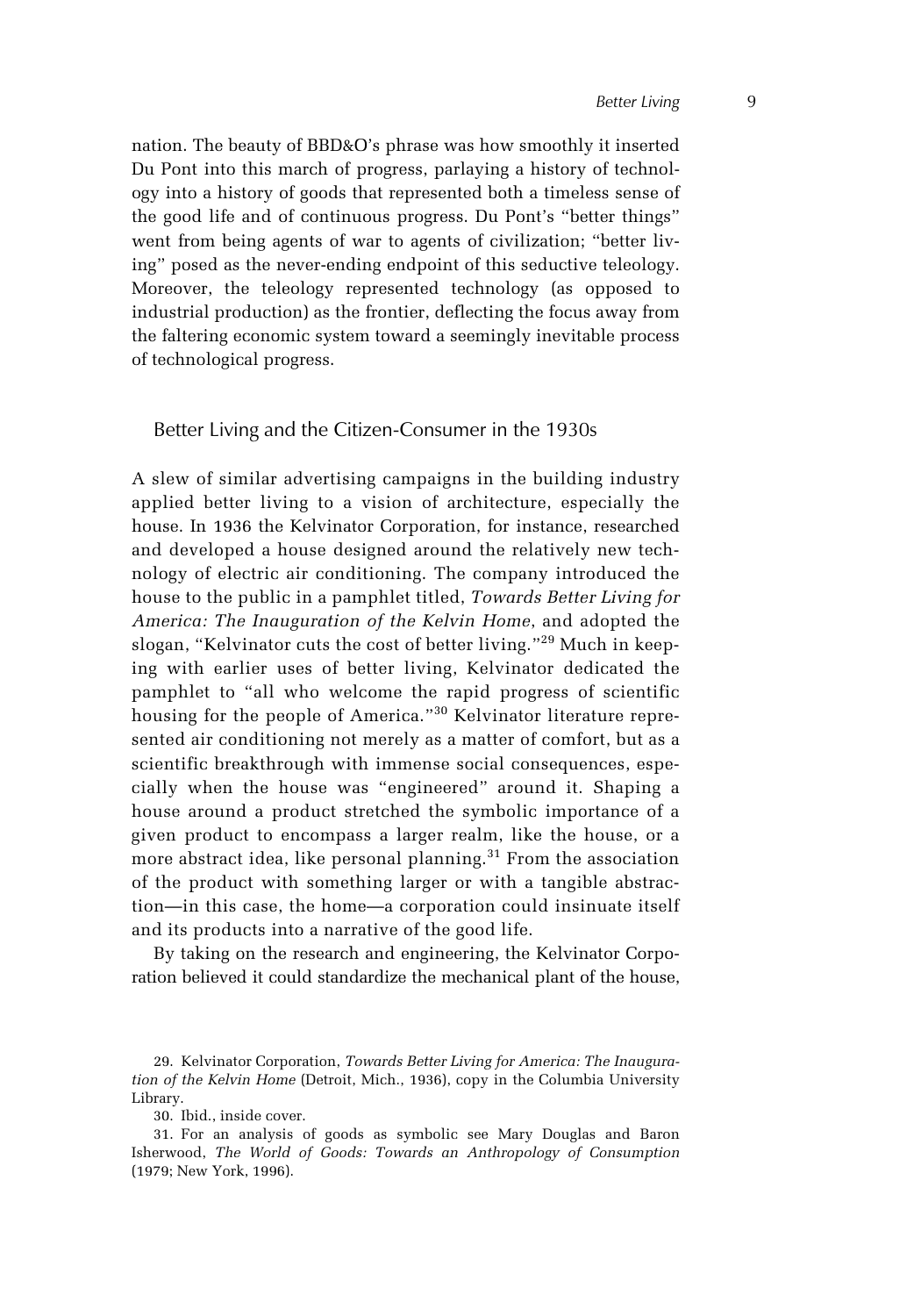nation. The beauty of BBD&O's phrase was how smoothly it inserted Du Pont into this march of progress, parlaying a history of technology into a history of goods that represented both a timeless sense of the good life and of continuous progress. Du Pont's "better things" went from being agents of war to agents of civilization; "better living" posed as the never-ending endpoint of this seductive teleology. Moreover, the teleology represented technology (as opposed to industrial production) as the frontier, deflecting the focus away from the faltering economic system toward a seemingly inevitable process of technological progress.

## Better Living and the Citizen-Consumer in the 1930s

A slew of similar advertising campaigns in the building industry applied better living to a vision of architecture, especially the house. In 1936 the Kelvinator Corporation, for instance, researched and developed a house designed around the relatively new technology of electric air conditioning. The company introduced the house to the public in a pamphlet titled, *Towards Better Living for America: The Inauguration of the Kelvin Home*, and adopted the slogan, "Kelvinator cuts the cost of better living."[29] Much in keeping with earlier uses of better living, Kelvinator dedicated the pamphlet to "all who welcome the rapid progress of scientific housing for the people of America."[30] Kelvinator literature represented air conditioning not merely as a matter of comfort, but as a scientific breakthrough with immense social consequences, especially when the house was "engineered" around it. Shaping a house around a product stretched the symbolic importance of a given product to encompass a larger realm, like the house, or a more abstract idea, like personal planning.[31] From the association of the product with something larger or with a tangible abstraction—in this case, the home—a corporation could insinuate itself and its products into a narrative of the good life.

By taking on the research and engineering, the Kelvinator Corporation believed it could standardize the mechanical plant of the house,

29. Kelvinator Corporation, *Towards Better Living for America: The Inauguration of the Kelvin Home* (Detroit, Mich., 1936), copy in the Columbia University Library.

30. Ibid., inside cover.

31. For an analysis of goods as symbolic see Mary Douglas and Baron Isherwood, *The World of Goods: Towards an Anthropology of Consumption* (1979; New York, 1996).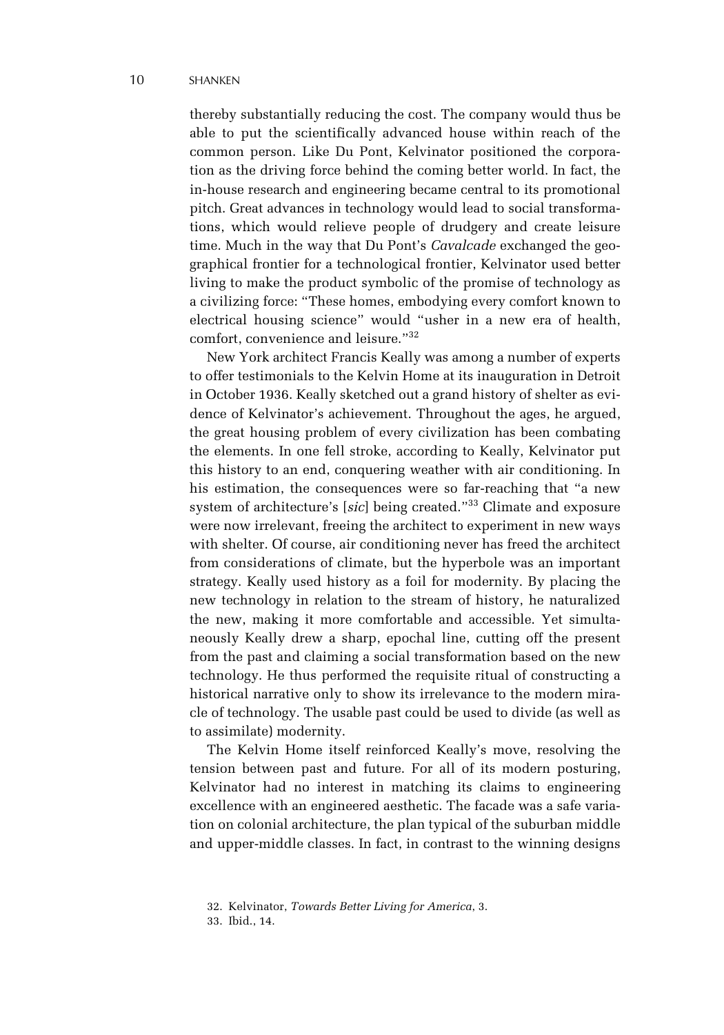thereby substantially reducing the cost. The company would thus be able to put the scientifically advanced house within reach of the common person. Like Du Pont, Kelvinator positioned the corporation as the driving force behind the coming better world. In fact, the in-house research and engineering became central to its promotional pitch. Great advances in technology would lead to social transformations, which would relieve people of drudgery and create leisure time. Much in the way that Du Pont's *Cavalcade* exchanged the geographical frontier for a technological frontier, Kelvinator used better living to make the product symbolic of the promise of technology as a civilizing force: "These homes, embodying every comfort known to electrical housing science" would "usher in a new era of health, comfort, convenience and leisure."[32]

New York architect Francis Keally was among a number of experts to offer testimonials to the Kelvin Home at its inauguration in Detroit in October 1936. Keally sketched out a grand history of shelter as evidence of Kelvinator's achievement. Throughout the ages, he argued, the great housing problem of every civilization has been combating the elements. In one fell stroke, according to Keally, Kelvinator put this history to an end, conquering weather with air conditioning. In his estimation, the consequences were so far-reaching that "a new system of architecture's [*sic*] being created."[33] Climate and exposure were now irrelevant, freeing the architect to experiment in new ways with shelter. Of course, air conditioning never has freed the architect from considerations of climate, but the hyperbole was an important strategy. Keally used history as a foil for modernity. By placing the new technology in relation to the stream of history, he naturalized the new, making it more comfortable and accessible. Yet simultaneously Keally drew a sharp, epochal line, cutting off the present from the past and claiming a social transformation based on the new technology. He thus performed the requisite ritual of constructing a historical narrative only to show its irrelevance to the modern miracle of technology. The usable past could be used to divide (as well as to assimilate) modernity.

The Kelvin Home itself reinforced Keally's move, resolving the tension between past and future. For all of its modern posturing, Kelvinator had no interest in matching its claims to engineering excellence with an engineered aesthetic. The facade was a safe variation on colonial architecture, the plan typical of the suburban middle and upper-middle classes. In fact, in contrast to the winning designs

32. Kelvinator, *Towards Better Living for America*, 3.

33. Ibid., 14.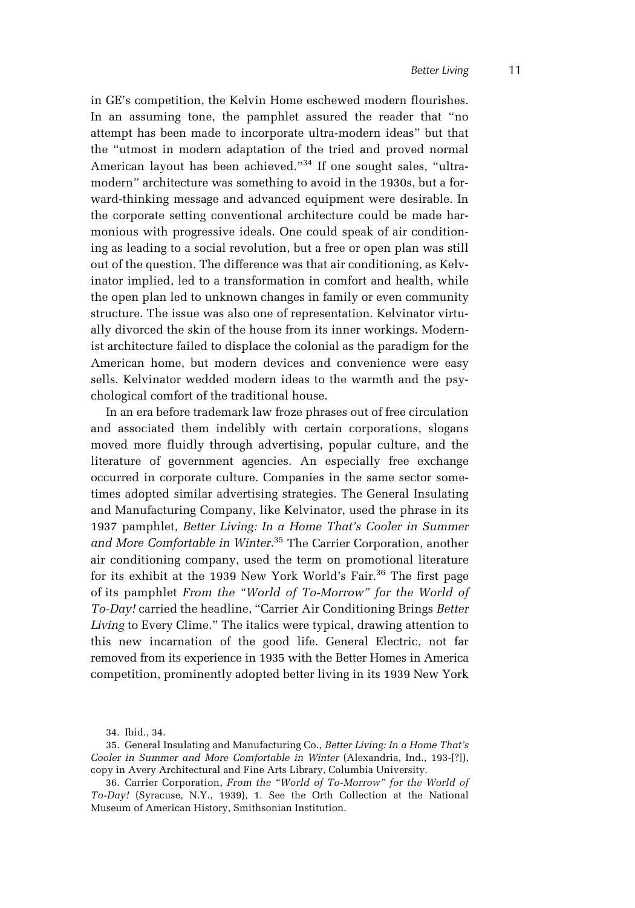in GE's competition, the Kelvin Home eschewed modern flourishes. In an assuming tone, the pamphlet assured the reader that "no attempt has been made to incorporate ultra-modern ideas" but that the "utmost in modern adaptation of the tried and proved normal American layout has been achieved."[34] If one sought sales, "ultra-modern" architecture was something to avoid in the 1930s, but a forward-thinking message and advanced equipment were desirable. In the corporate setting conventional architecture could be made harmonious with progressive ideals. One could speak of air conditioning as leading to a social revolution, but a free or open plan was still out of the question. The difference was that air conditioning, as Kelvinator implied, led to a transformation in comfort and health, while the open plan led to unknown changes in family or even community structure. The issue was also one of representation. Kelvinator virtually divorced the skin of the house from its inner workings. Modernist architecture failed to displace the colonial as the paradigm for the American home, but modern devices and convenience were easy sells. Kelvinator wedded modern ideas to the warmth and the psychological comfort of the traditional house.

In an era before trademark law froze phrases out of free circulation and associated them indelibly with certain corporations, slogans moved more fluidly through advertising, popular culture, and the literature of government agencies. An especially free exchange occurred in corporate culture. Companies in the same sector sometimes adopted similar advertising strategies. The General Insulating and Manufacturing Company, like Kelvinator, used the phrase in its 1937 pamphlet, *Better Living: In a Home That's Cooler in Summer and More Comfortable in Winter*.[35] The Carrier Corporation, another air conditioning company, used the term on promotional literature for its exhibit at the 1939 New York World's Fair.[36] The first page of its pamphlet *From the "World of To-Morrow" for the World of To-Day!* carried the headline, "Carrier Air Conditioning Brings *Better Living* to Every Clime." The italics were typical, drawing attention to this new incarnation of the good life. General Electric, not far removed from its experience in 1935 with the Better Homes in America competition, prominently adopted better living in its 1939 New York

34. Ibid., 34.

35. General Insulating and Manufacturing Co., *Better Living: In a Home That's Cooler in Summer and More Comfortable in Winter* (Alexandria, Ind., 193-[?]), copy in Avery Architectural and Fine Arts Library, Columbia University.

36. Carrier Corporation, *From the "World of To-Morrow" for the World of To-Day!* (Syracuse, N.Y., 1939), 1. See the Orth Collection at the National Museum of American History, Smithsonian Institution.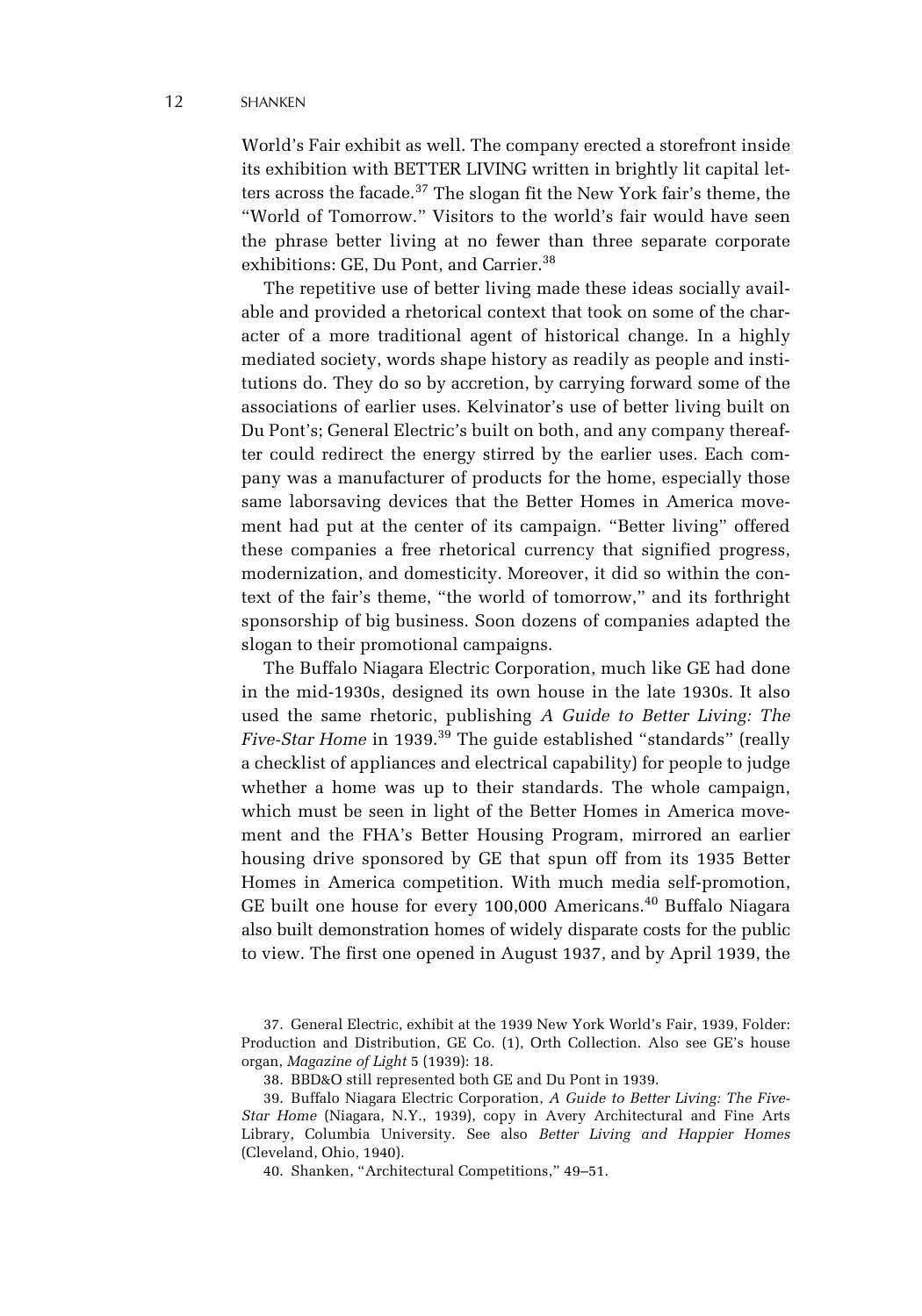World's Fair exhibit as well. The company erected a storefront inside its exhibition with BETTER LIVING written in brightly lit capital letters across the facade.[37] The slogan fit the New York fair's theme, the "World of Tomorrow." Visitors to the world's fair would have seen the phrase better living at no fewer than three separate corporate exhibitions: GE, Du Pont, and Carrier.[38]

The repetitive use of better living made these ideas socially available and provided a rhetorical context that took on some of the character of a more traditional agent of historical change. In a highly mediated society, words shape history as readily as people and institutions do. They do so by accretion, by carrying forward some of the associations of earlier uses. Kelvinator's use of better living built on Du Pont's; General Electric's built on both, and any company thereafter could redirect the energy stirred by the earlier uses. Each company was a manufacturer of products for the home, especially those same laborsaving devices that the Better Homes in America movement had put at the center of its campaign. "Better living" offered these companies a free rhetorical currency that signified progress, modernization, and domesticity. Moreover, it did so within the context of the fair's theme, "the world of tomorrow," and its forthright sponsorship of big business. Soon dozens of companies adapted the slogan to their promotional campaigns.

The Buffalo Niagara Electric Corporation, much like GE had done in the mid-1930s, designed its own house in the late 1930s. It also used the same rhetoric, publishing *A Guide to Better Living: The Five-Star Home* in 1939.[39] The guide established "standards" (really a checklist of appliances and electrical capability) for people to judge whether a home was up to their standards. The whole campaign, which must be seen in light of the Better Homes in America movement and the FHA's Better Housing Program, mirrored an earlier housing drive sponsored by GE that spun off from its 1935 Better Homes in America competition. With much media self-promotion, GE built one house for every 100,000 Americans.[40] Buffalo Niagara also built demonstration homes of widely disparate costs for the public to view. The first one opened in August 1937, and by April 1939, the

37. General Electric, exhibit at the 1939 New York World's Fair, 1939, Folder: Production and Distribution, GE Co. (1), Orth Collection. Also see GE's house organ, *Magazine of Light* 5 (1939): 18.

38. BBD&O still represented both GE and Du Pont in 1939.

39. Buffalo Niagara Electric Corporation, *A Guide to Better Living: The Five-Star Home* (Niagara, N.Y., 1939), copy in Avery Architectural and Fine Arts Library, Columbia University. See also *Better Living and Happier Homes* (Cleveland, Ohio, 1940).

40. Shanken, "Architectural Competitions," 49–51.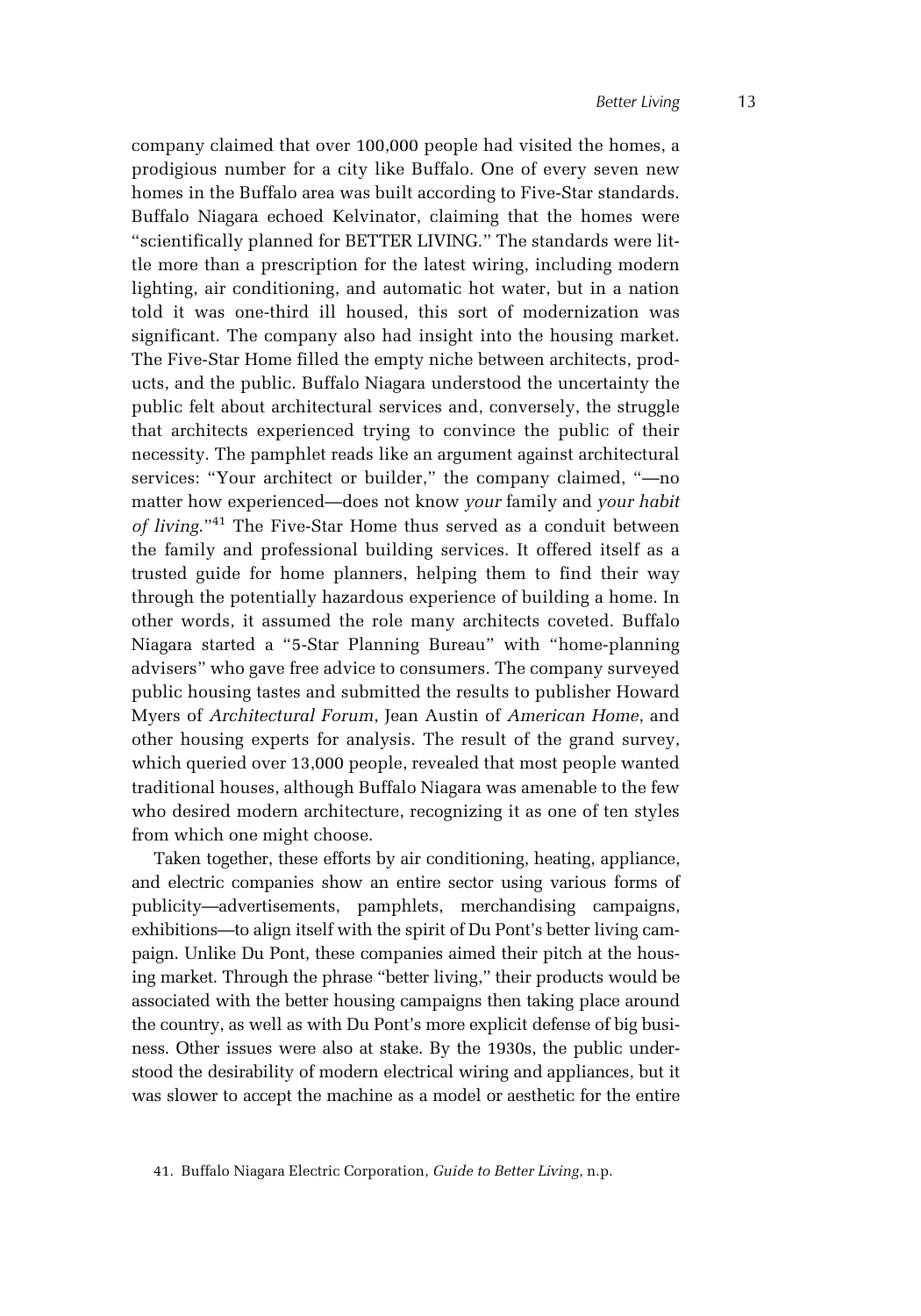company claimed that over 100,000 people had visited the homes, a prodigious number for a city like Buffalo. One of every seven new homes in the Buffalo area was built according to Five-Star standards. Buffalo Niagara echoed Kelvinator, claiming that the homes were "scientifically planned for BETTER LIVING." The standards were little more than a prescription for the latest wiring, including modern lighting, air conditioning, and automatic hot water, but in a nation told it was one-third ill housed, this sort of modernization was significant. The company also had insight into the housing market. The Five-Star Home filled the empty niche between architects, products, and the public. Buffalo Niagara understood the uncertainty the public felt about architectural services and, conversely, the struggle that architects experienced trying to convince the public of their necessity. The pamphlet reads like an argument against architectural services: "Your architect or builder," the company claimed, "—no matter how experienced—does not know *your* family and *your habit of living*."[41] The Five-Star Home thus served as a conduit between the family and professional building services. It offered itself as a trusted guide for home planners, helping them to find their way through the potentially hazardous experience of building a home. In other words, it assumed the role many architects coveted. Buffalo Niagara started a "5-Star Planning Bureau" with "home-planning advisers" who gave free advice to consumers. The company surveyed public housing tastes and submitted the results to publisher Howard Myers of *Architectural Forum*, Jean Austin of *American Home*, and other housing experts for analysis. The result of the grand survey, which queried over 13,000 people, revealed that most people wanted traditional houses, although Buffalo Niagara was amenable to the few who desired modern architecture, recognizing it as one of ten styles from which one might choose.

Taken together, these efforts by air conditioning, heating, appliance, and electric companies show an entire sector using various forms of publicity—advertisements, pamphlets, merchandising campaigns, exhibitions—to align itself with the spirit of Du Pont's better living campaign. Unlike Du Pont, these companies aimed their pitch at the housing market. Through the phrase "better living," their products would be associated with the better housing campaigns then taking place around the country, as well as with Du Pont's more explicit defense of big business. Other issues were also at stake. By the 1930s, the public understood the desirability of modern electrical wiring and appliances, but it was slower to accept the machine as a model or aesthetic for the entire

41. Buffalo Niagara Electric Corporation, *Guide to Better Living*, n.p.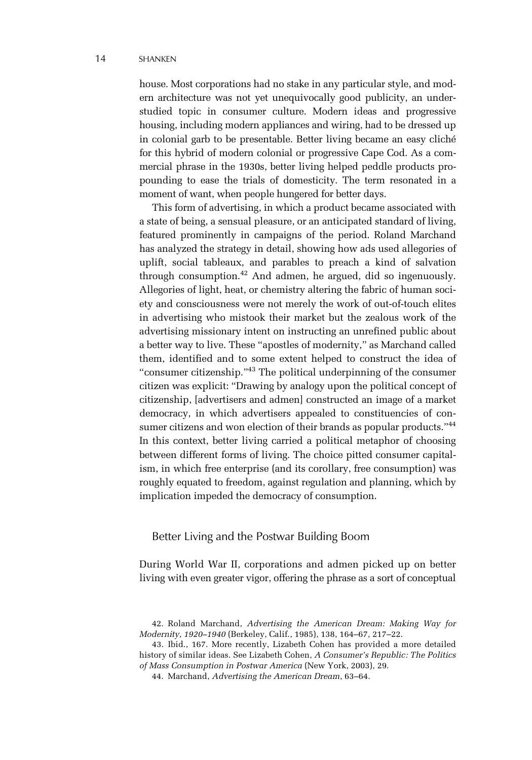house. Most corporations had no stake in any particular style, and modern architecture was not yet unequivocally good publicity, an understudied topic in consumer culture. Modern ideas and progressive housing, including modern appliances and wiring, had to be dressed up in colonial garb to be presentable. Better living became an easy cliché for this hybrid of modern colonial or progressive Cape Cod. As a commercial phrase in the 1930s, better living helped peddle products propounding to ease the trials of domesticity. The term resonated in a moment of want, when people hungered for better days.

This form of advertising, in which a product became associated with a state of being, a sensual pleasure, or an anticipated standard of living, featured prominently in campaigns of the period. Roland Marchand has analyzed the strategy in detail, showing how ads used allegories of uplift, social tableaux, and parables to preach a kind of salvation through consumption.[42] And admen, he argued, did so ingenuously. Allegories of light, heat, or chemistry altering the fabric of human society and consciousness were not merely the work of out-of-touch elites in advertising who mistook their market but the zealous work of the advertising missionary intent on instructing an unrefined public about a better way to live. These "apostles of modernity," as Marchand called them, identified and to some extent helped to construct the idea of "consumer citizenship."[43] The political underpinning of the consumer citizen was explicit: "Drawing by analogy upon the political concept of citizenship, [advertisers and admen] constructed an image of a market democracy, in which advertisers appealed to constituencies of consumer citizens and won election of their brands as popular products."[44] In this context, better living carried a political metaphor of choosing between different forms of living. The choice pitted consumer capitalism, in which free enterprise (and its corollary, free consumption) was roughly equated to freedom, against regulation and planning, which by implication impeded the democracy of consumption.

## Better Living and the Postwar Building Boom

During World War II, corporations and admen picked up on better living with even greater vigor, offering the phrase as a sort of conceptual

42. Roland Marchand, *Advertising the American Dream: Making Way for Modernity, 1920–1940* (Berkeley, Calif., 1985), 138, 164–67, 217–22.

43. Ibid., 167. More recently, Lizabeth Cohen has provided a more detailed history of similar ideas. See Lizabeth Cohen, *A Consumer's Republic: The Politics of Mass Consumption in Postwar America* (New York, 2003), 29.

44. Marchand, *Advertising the American Dream*, 63–64.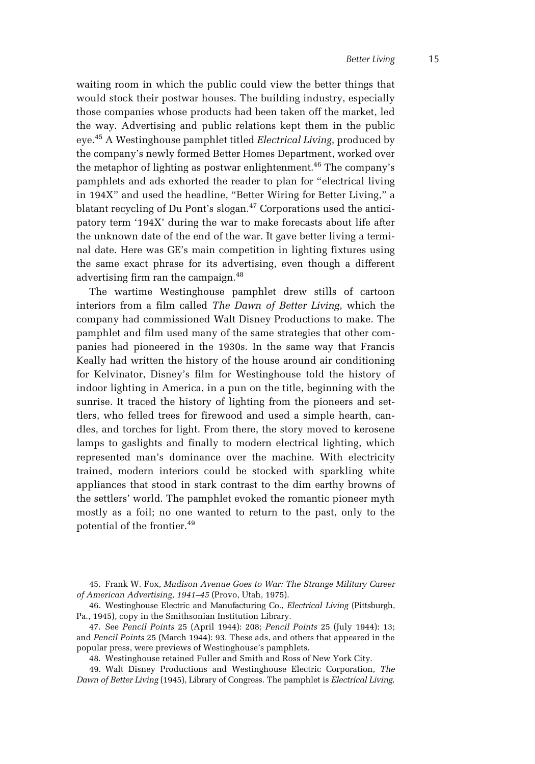waiting room in which the public could view the better things that would stock their postwar houses. The building industry, especially those companies whose products had been taken off the market, led the way. Advertising and public relations kept them in the public eye.[45] A Westinghouse pamphlet titled *Electrical Living*, produced by the company's newly formed Better Homes Department, worked over the metaphor of lighting as postwar enlightenment.[46] The company's pamphlets and ads exhorted the reader to plan for "electrical living in 194X" and used the headline, "Better Wiring for Better Living," a blatant recycling of Du Pont's slogan.[47] Corporations used the anticipatory term '194X' during the war to make forecasts about life after the unknown date of the end of the war. It gave better living a terminal date. Here was GE's main competition in lighting fixtures using the same exact phrase for its advertising, even though a different advertising firm ran the campaign.[48]

The wartime Westinghouse pamphlet drew stills of cartoon interiors from a film called *The Dawn of Better Living*, which the company had commissioned Walt Disney Productions to make. The pamphlet and film used many of the same strategies that other companies had pioneered in the 1930s. In the same way that Francis Keally had written the history of the house around air conditioning for Kelvinator, Disney's film for Westinghouse told the history of indoor lighting in America, in a pun on the title, beginning with the sunrise. It traced the history of lighting from the pioneers and settlers, who felled trees for firewood and used a simple hearth, candles, and torches for light. From there, the story moved to kerosene lamps to gaslights and finally to modern electrical lighting, which represented man's dominance over the machine. With electricity trained, modern interiors could be stocked with sparkling white appliances that stood in stark contrast to the dim earthy browns of the settlers' world. The pamphlet evoked the romantic pioneer myth mostly as a foil; no one wanted to return to the past, only to the potential of the frontier.[49]

45. Frank W. Fox, *Madison Avenue Goes to War: The Strange Military Career of American Advertising, 1941–45* (Provo, Utah, 1975).

46. Westinghouse Electric and Manufacturing Co., *Electrical Living* (Pittsburgh, Pa., 1945), copy in the Smithsonian Institution Library.

47. See *Pencil Points* 25 (April 1944): 208; *Pencil Points* 25 (July 1944): 13; and *Pencil Points* 25 (March 1944): 93. These ads, and others that appeared in the popular press, were previews of Westinghouse's pamphlets.

48. Westinghouse retained Fuller and Smith and Ross of New York City.

49. Walt Disney Productions and Westinghouse Electric Corporation, *The Dawn of Better Living* (1945), Library of Congress. The pamphlet is *Electrical Living*.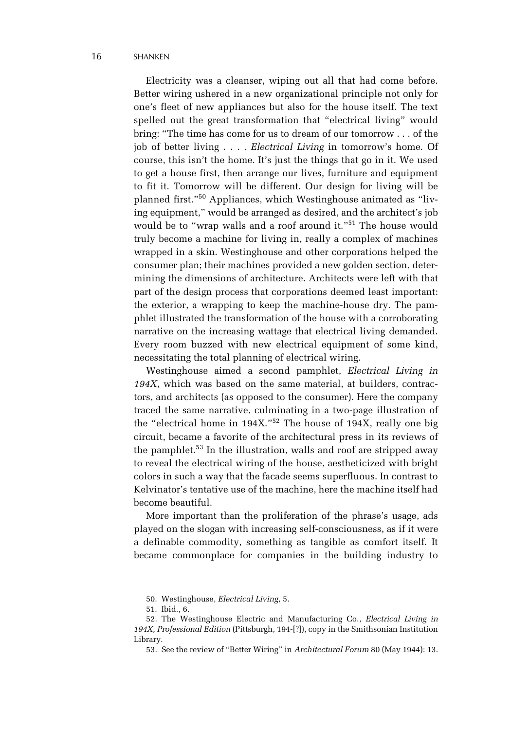Electricity was a cleanser, wiping out all that had come before. Better wiring ushered in a new organizational principle not only for one's fleet of new appliances but also for the house itself. The text spelled out the great transformation that "electrical living" would bring: "The time has come for us to dream of our tomorrow . . . of the job of better living . . . . *Electrical Living* in tomorrow's home. Of course, this isn't the home. It's just the things that go in it. We used to get a house first, then arrange our lives, furniture and equipment to fit it. Tomorrow will be different. Our design for living will be planned first."[50] Appliances, which Westinghouse animated as "living equipment," would be arranged as desired, and the architect's job would be to "wrap walls and a roof around it."[51] The house would truly become a machine for living in, really a complex of machines wrapped in a skin. Westinghouse and other corporations helped the consumer plan; their machines provided a new golden section, determining the dimensions of architecture. Architects were left with that part of the design process that corporations deemed least important: the exterior, a wrapping to keep the machine-house dry. The pamphlet illustrated the transformation of the house with a corroborating narrative on the increasing wattage that electrical living demanded. Every room buzzed with new electrical equipment of some kind, necessitating the total planning of electrical wiring.

Westinghouse aimed a second pamphlet, *Electrical Living in 194X*, which was based on the same material, at builders, contractors, and architects (as opposed to the consumer). Here the company traced the same narrative, culminating in a two-page illustration of the "electrical home in 194X."[52] The house of 194X, really one big circuit, became a favorite of the architectural press in its reviews of the pamphlet.[53] In the illustration, walls and roof are stripped away to reveal the electrical wiring of the house, aestheticized with bright colors in such a way that the facade seems superfluous. In contrast to Kelvinator's tentative use of the machine, here the machine itself had become beautiful.

More important than the proliferation of the phrase's usage, ads played on the slogan with increasing self-consciousness, as if it were a definable commodity, something as tangible as comfort itself. It became commonplace for companies in the building industry to

50. Westinghouse, *Electrical Living*, 5.

51. Ibid., 6.

52. The Westinghouse Electric and Manufacturing Co., *Electrical Living in 194X, Professional Edition* (Pittsburgh, 194-[?]), copy in the Smithsonian Institution Library.

53. See the review of "Better Wiring" in *Architectural Forum* 80 (May 1944): 13.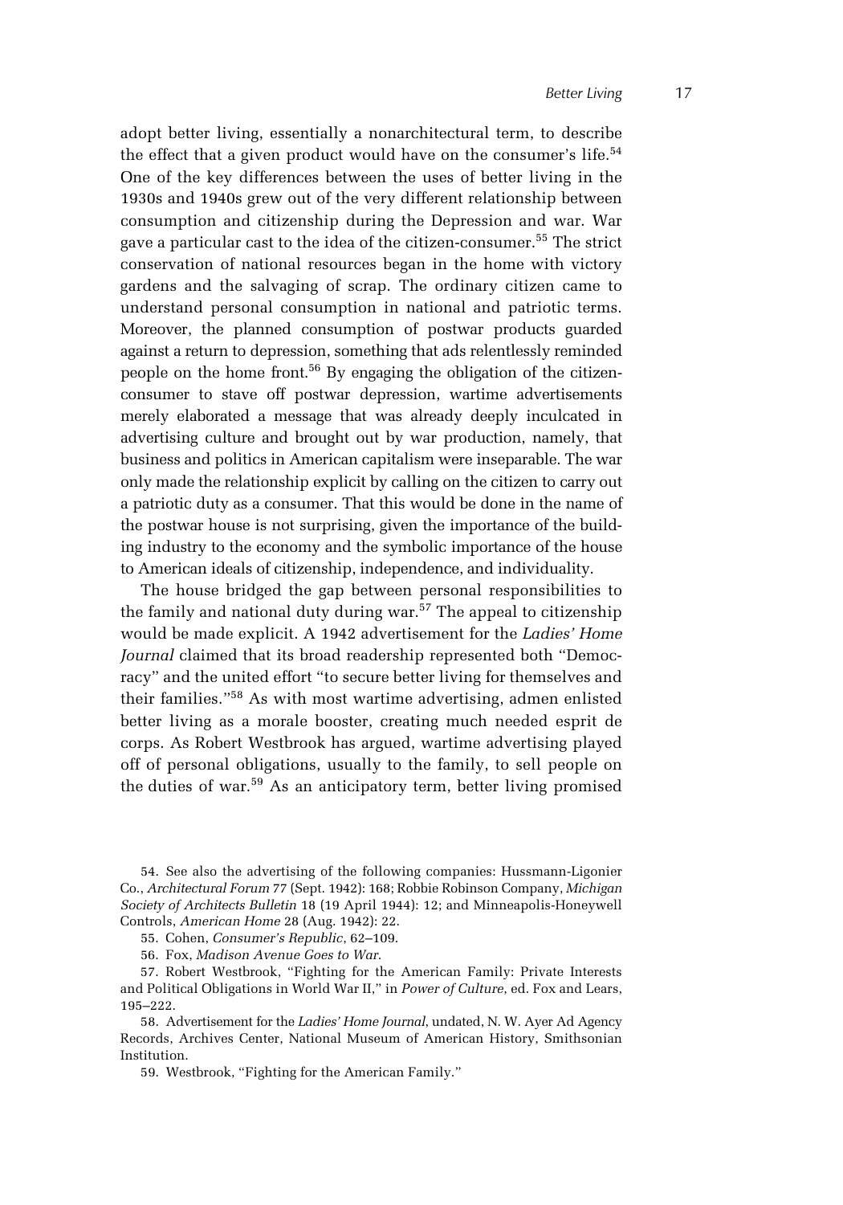adopt better living, essentially a nonarchitectural term, to describe the effect that a given product would have on the consumer's life.[54] One of the key differences between the uses of better living in the 1930s and 1940s grew out of the very different relationship between consumption and citizenship during the Depression and war. War gave a particular cast to the idea of the citizen-consumer.[55] The strict conservation of national resources began in the home with victory gardens and the salvaging of scrap. The ordinary citizen came to understand personal consumption in national and patriotic terms. Moreover, the planned consumption of postwar products guarded against a return to depression, something that ads relentlessly reminded people on the home front.[56] By engaging the obligation of the citizen-consumer to stave off postwar depression, wartime advertisements merely elaborated a message that was already deeply inculcated in advertising culture and brought out by war production, namely, that business and politics in American capitalism were inseparable. The war only made the relationship explicit by calling on the citizen to carry out a patriotic duty as a consumer. That this would be done in the name of the postwar house is not surprising, given the importance of the building industry to the economy and the symbolic importance of the house to American ideals of citizenship, independence, and individuality.

The house bridged the gap between personal responsibilities to the family and national duty during war.[57] The appeal to citizenship would be made explicit. A 1942 advertisement for the *Ladies' Home Journal* claimed that its broad readership represented both "Democracy" and the united effort "to secure better living for themselves and their families."[58] As with most wartime advertising, admen enlisted better living as a morale booster, creating much needed esprit de corps. As Robert Westbrook has argued, wartime advertising played off of personal obligations, usually to the family, to sell people on the duties of war.[59] As an anticipatory term, better living promised

54. See also the advertising of the following companies: Hussmann-Ligonier Co., *Architectural Forum* 77 (Sept. 1942): 168; Robbie Robinson Company, *Michigan Society of Architects Bulletin* 18 (19 April 1944): 12; and Minneapolis-Honeywell Controls, *American Home* 28 (Aug. 1942): 22.

55. Cohen, *Consumer's Republic*, 62–109.

56. Fox, *Madison Avenue Goes to War*.

57. Robert Westbrook, "Fighting for the American Family: Private Interests and Political Obligations in World War II," in *Power of Culture*, ed. Fox and Lears, 195–222.

58. Advertisement for the *Ladies' Home Journal*, undated, N. W. Ayer Ad Agency Records, Archives Center, National Museum of American History, Smithsonian Institution.

59. Westbrook, "Fighting for the American Family."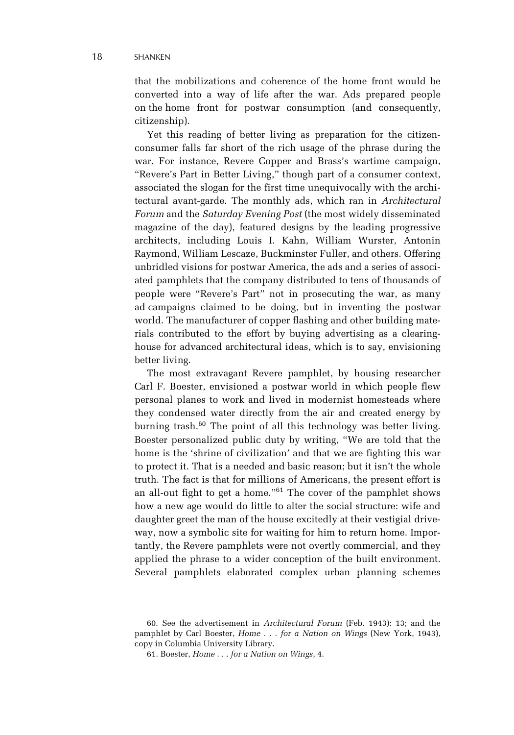that the mobilizations and coherence of the home front would be converted into a way of life after the war. Ads prepared people on the home front for postwar consumption (and consequently, citizenship).

Yet this reading of better living as preparation for the citizen-consumer falls far short of the rich usage of the phrase during the war. For instance, Revere Copper and Brass's wartime campaign, "Revere's Part in Better Living," though part of a consumer context, associated the slogan for the first time unequivocally with the architectural avant-garde. The monthly ads, which ran in *Architectural Forum* and the *Saturday Evening Post* (the most widely disseminated magazine of the day), featured designs by the leading progressive architects, including Louis I. Kahn, William Wurster, Antonin Raymond, William Lescaze, Buckminster Fuller, and others. Offering unbridled visions for postwar America, the ads and a series of associated pamphlets that the company distributed to tens of thousands of people were "Revere's Part" not in prosecuting the war, as many ad campaigns claimed to be doing, but in inventing the postwar world. The manufacturer of copper flashing and other building materials contributed to the effort by buying advertising as a clearinghouse for advanced architectural ideas, which is to say, envisioning better living.

The most extravagant Revere pamphlet, by housing researcher Carl F. Boester, envisioned a postwar world in which people flew personal planes to work and lived in modernist homesteads where they condensed water directly from the air and created energy by burning trash.[60] The point of all this technology was better living. Boester personalized public duty by writing, "We are told that the home is the 'shrine of civilization' and that we are fighting this war to protect it. That is a needed and basic reason; but it isn't the whole truth. The fact is that for millions of Americans, the present effort is an all-out fight to get a home."[61] The cover of the pamphlet shows how a new age would do little to alter the social structure: wife and daughter greet the man of the house excitedly at their vestigial driveway, now a symbolic site for waiting for him to return home. Importantly, the Revere pamphlets were not overtly commercial, and they applied the phrase to a wider conception of the built environment. Several pamphlets elaborated complex urban planning schemes

60. See the advertisement in *Architectural Forum* (Feb. 1943): 13; and the pamphlet by Carl Boester, *Home . . . for a Nation on Wings* (New York, 1943), copy in Columbia University Library.

61. Boester, *Home . . . for a Nation on Wings*, 4.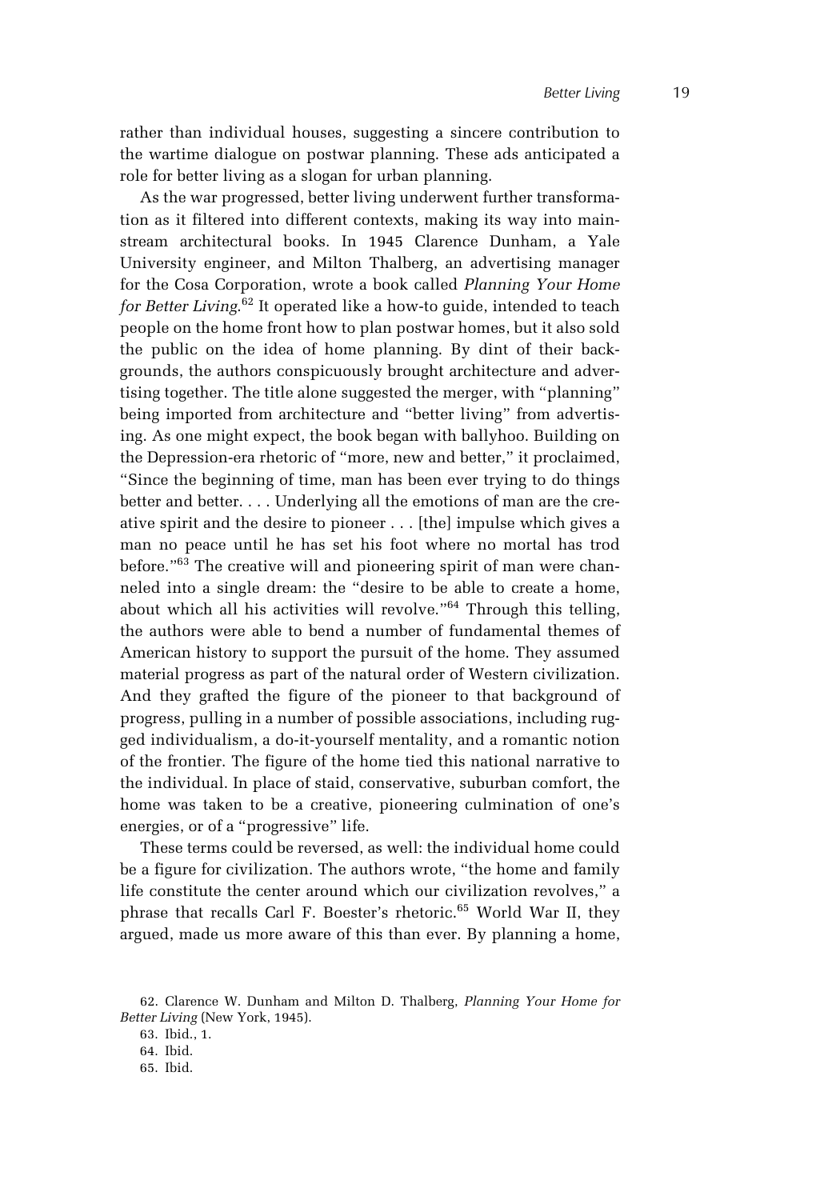rather than individual houses, suggesting a sincere contribution to the wartime dialogue on postwar planning. These ads anticipated a role for better living as a slogan for urban planning.

As the war progressed, better living underwent further transformation as it filtered into different contexts, making its way into mainstream architectural books. In 1945 Clarence Dunham, a Yale University engineer, and Milton Thalberg, an advertising manager for the Cosa Corporation, wrote a book called *Planning Your Home for Better Living*.[62] It operated like a how-to guide, intended to teach people on the home front how to plan postwar homes, but it also sold the public on the idea of home planning. By dint of their backgrounds, the authors conspicuously brought architecture and advertising together. The title alone suggested the merger, with "planning" being imported from architecture and "better living" from advertising. As one might expect, the book began with ballyhoo. Building on the Depression-era rhetoric of "more, new and better," it proclaimed, "Since the beginning of time, man has been ever trying to do things better and better. . . . Underlying all the emotions of man are the creative spirit and the desire to pioneer . . . [the] impulse which gives a man no peace until he has set his foot where no mortal has trod before."[63] The creative will and pioneering spirit of man were channeled into a single dream: the "desire to be able to create a home, about which all his activities will revolve."[64] Through this telling, the authors were able to bend a number of fundamental themes of American history to support the pursuit of the home. They assumed material progress as part of the natural order of Western civilization. And they grafted the figure of the pioneer to that background of progress, pulling in a number of possible associations, including rugged individualism, a do-it-yourself mentality, and a romantic notion of the frontier. The figure of the home tied this national narrative to the individual. In place of staid, conservative, suburban comfort, the home was taken to be a creative, pioneering culmination of one's energies, or of a "progressive" life.

These terms could be reversed, as well: the individual home could be a figure for civilization. The authors wrote, "the home and family life constitute the center around which our civilization revolves," a phrase that recalls Carl F. Boester's rhetoric.[65] World War II, they argued, made us more aware of this than ever. By planning a home,

62. Clarence W. Dunham and Milton D. Thalberg, *Planning Your Home for Better Living* (New York, 1945).

63. Ibid., 1.

64. Ibid.

65. Ibid.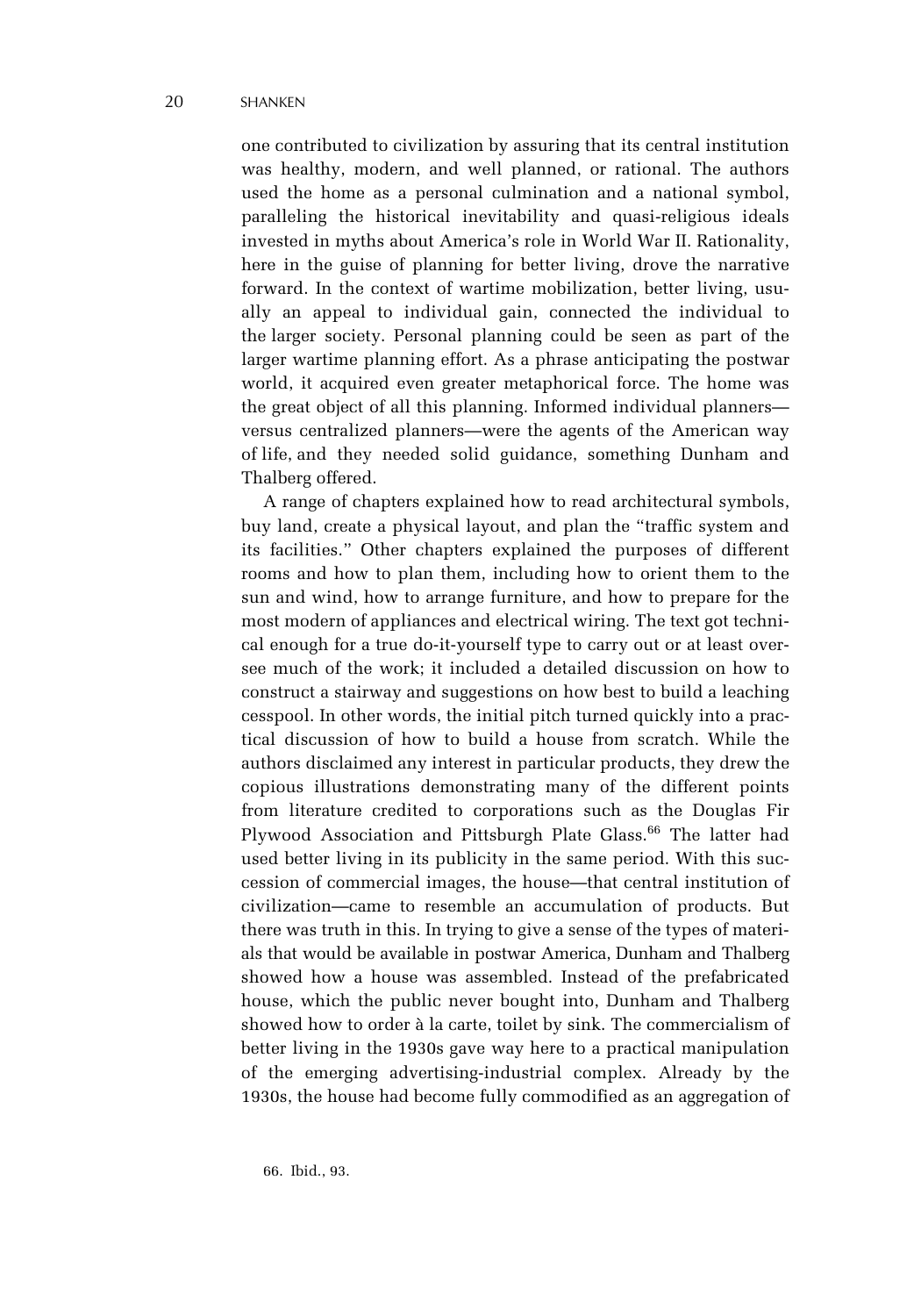one contributed to civilization by assuring that its central institution was healthy, modern, and well planned, or rational. The authors used the home as a personal culmination and a national symbol, paralleling the historical inevitability and quasi-religious ideals invested in myths about America's role in World War II. Rationality, here in the guise of planning for better living, drove the narrative forward. In the context of wartime mobilization, better living, usually an appeal to individual gain, connected the individual to the larger society. Personal planning could be seen as part of the larger wartime planning effort. As a phrase anticipating the postwar world, it acquired even greater metaphorical force. The home was the great object of all this planning. Informed individual planners—versus centralized planners—were the agents of the American way of life, and they needed solid guidance, something Dunham and Thalberg offered.

A range of chapters explained how to read architectural symbols, buy land, create a physical layout, and plan the "traffic system and its facilities." Other chapters explained the purposes of different rooms and how to plan them, including how to orient them to the sun and wind, how to arrange furniture, and how to prepare for the most modern of appliances and electrical wiring. The text got technical enough for a true do-it-yourself type to carry out or at least oversee much of the work; it included a detailed discussion on how to construct a stairway and suggestions on how best to build a leaching cesspool. In other words, the initial pitch turned quickly into a practical discussion of how to build a house from scratch. While the authors disclaimed any interest in particular products, they drew the copious illustrations demonstrating many of the different points from literature credited to corporations such as the Douglas Fir Plywood Association and Pittsburgh Plate Glass.[66] The latter had used better living in its publicity in the same period. With this succession of commercial images, the house—that central institution of civilization—came to resemble an accumulation of products. But there was truth in this. In trying to give a sense of the types of materials that would be available in postwar America, Dunham and Thalberg showed how a house was assembled. Instead of the prefabricated house, which the public never bought into, Dunham and Thalberg showed how to order à la carte, toilet by sink. The commercialism of better living in the 1930s gave way here to a practical manipulation of the emerging advertising-industrial complex. Already by the 1930s, the house had become fully commodified as an aggregation of

66. Ibid., 93.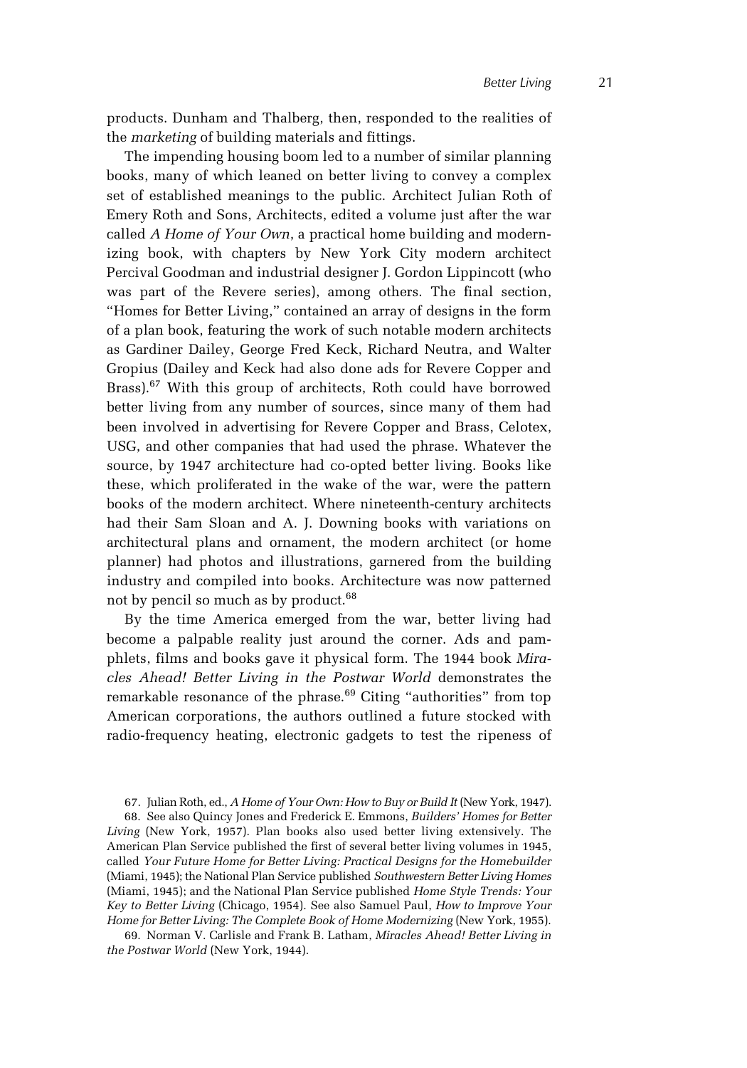products. Dunham and Thalberg, then, responded to the realities of the *marketing* of building materials and fittings.

The impending housing boom led to a number of similar planning books, many of which leaned on better living to convey a complex set of established meanings to the public. Architect Julian Roth of Emery Roth and Sons, Architects, edited a volume just after the war called *A Home of Your Own*, a practical home building and modernizing book, with chapters by New York City modern architect Percival Goodman and industrial designer J. Gordon Lippincott (who was part of the Revere series), among others. The final section, "Homes for Better Living," contained an array of designs in the form of a plan book, featuring the work of such notable modern architects as Gardiner Dailey, George Fred Keck, Richard Neutra, and Walter Gropius (Dailey and Keck had also done ads for Revere Copper and Brass).[67] With this group of architects, Roth could have borrowed better living from any number of sources, since many of them had been involved in advertising for Revere Copper and Brass, Celotex, USG, and other companies that had used the phrase. Whatever the source, by 1947 architecture had co-opted better living. Books like these, which proliferated in the wake of the war, were the pattern books of the modern architect. Where nineteenth-century architects had their Sam Sloan and A. J. Downing books with variations on architectural plans and ornament, the modern architect (or home planner) had photos and illustrations, garnered from the building industry and compiled into books. Architecture was now patterned not by pencil so much as by product.[68]

By the time America emerged from the war, better living had become a palpable reality just around the corner. Ads and pamphlets, films and books gave it physical form. The 1944 book *Miracles Ahead! Better Living in the Postwar World* demonstrates the remarkable resonance of the phrase.[69] Citing "authorities" from top American corporations, the authors outlined a future stocked with radio-frequency heating, electronic gadgets to test the ripeness of

67. Julian Roth, ed., *A Home of Your Own: How to Buy or Build It* (New York, 1947).

68. See also Quincy Jones and Frederick E. Emmons, *Builders' Homes for Better Living* (New York, 1957). Plan books also used better living extensively. The American Plan Service published the first of several better living volumes in 1945, called *Your Future Home for Better Living: Practical Designs for the Homebuilder* (Miami, 1945); the National Plan Service published *Southwestern Better Living Homes* (Miami, 1945); and the National Plan Service published *Home Style Trends: Your Key to Better Living* (Chicago, 1954). See also Samuel Paul, *How to Improve Your Home for Better Living: The Complete Book of Home Modernizing* (New York, 1955).

69. Norman V. Carlisle and Frank B. Latham, *Miracles Ahead! Better Living in the Postwar World* (New York, 1944).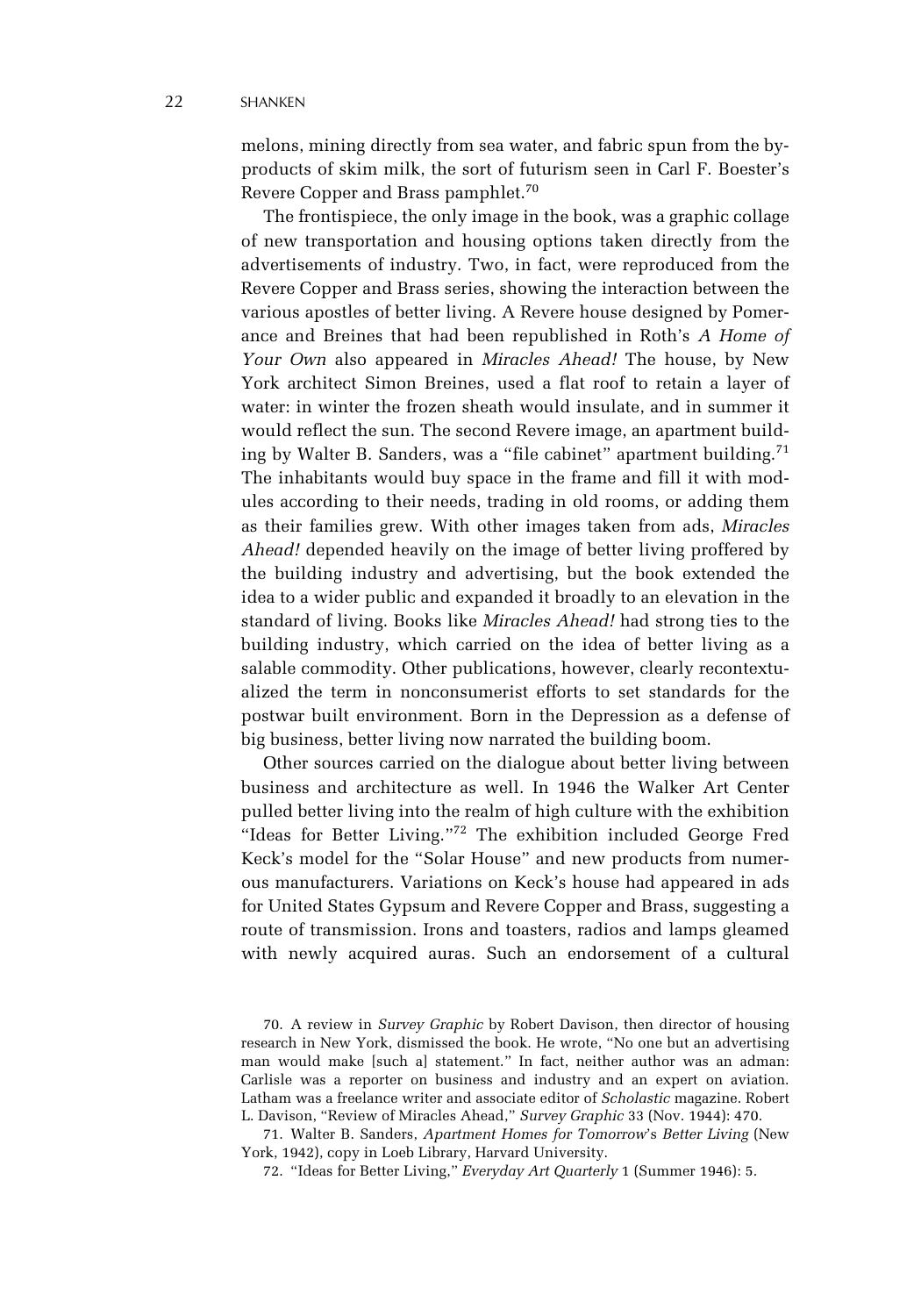melons, mining directly from sea water, and fabric spun from the byproducts of skim milk, the sort of futurism seen in Carl F. Boester's Revere Copper and Brass pamphlet.[70]

The frontispiece, the only image in the book, was a graphic collage of new transportation and housing options taken directly from the advertisements of industry. Two, in fact, were reproduced from the Revere Copper and Brass series, showing the interaction between the various apostles of better living. A Revere house designed by Pomerance and Breines that had been republished in Roth's *A Home of Your Own* also appeared in *Miracles Ahead!* The house, by New York architect Simon Breines, used a flat roof to retain a layer of water: in winter the frozen sheath would insulate, and in summer it would reflect the sun. The second Revere image, an apartment building by Walter B. Sanders, was a "file cabinet" apartment building.[71] The inhabitants would buy space in the frame and fill it with modules according to their needs, trading in old rooms, or adding them as their families grew. With other images taken from ads, *Miracles Ahead!* depended heavily on the image of better living proffered by the building industry and advertising, but the book extended the idea to a wider public and expanded it broadly to an elevation in the standard of living. Books like *Miracles Ahead!* had strong ties to the building industry, which carried on the idea of better living as a salable commodity. Other publications, however, clearly recontextualized the term in nonconsumerist efforts to set standards for the postwar built environment. Born in the Depression as a defense of big business, better living now narrated the building boom.

Other sources carried on the dialogue about better living between business and architecture as well. In 1946 the Walker Art Center pulled better living into the realm of high culture with the exhibition "Ideas for Better Living."[72] The exhibition included George Fred Keck's model for the "Solar House" and new products from numerous manufacturers. Variations on Keck's house had appeared in ads for United States Gypsum and Revere Copper and Brass, suggesting a route of transmission. Irons and toasters, radios and lamps gleamed with newly acquired auras. Such an endorsement of a cultural

70. A review in *Survey Graphic* by Robert Davison, then director of housing research in New York, dismissed the book. He wrote, "No one but an advertising man would make [such a] statement." In fact, neither author was an adman: Carlisle was a reporter on business and industry and an expert on aviation. Latham was a freelance writer and associate editor of *Scholastic* magazine. Robert L. Davison, "Review of Miracles Ahead," *Survey Graphic* 33 (Nov. 1944): 470.

71. Walter B. Sanders, *Apartment Homes for Tomorrow's Better Living* (New York, 1942), copy in Loeb Library, Harvard University.

72. "Ideas for Better Living," *Everyday Art Quarterly* 1 (Summer 1946): 5.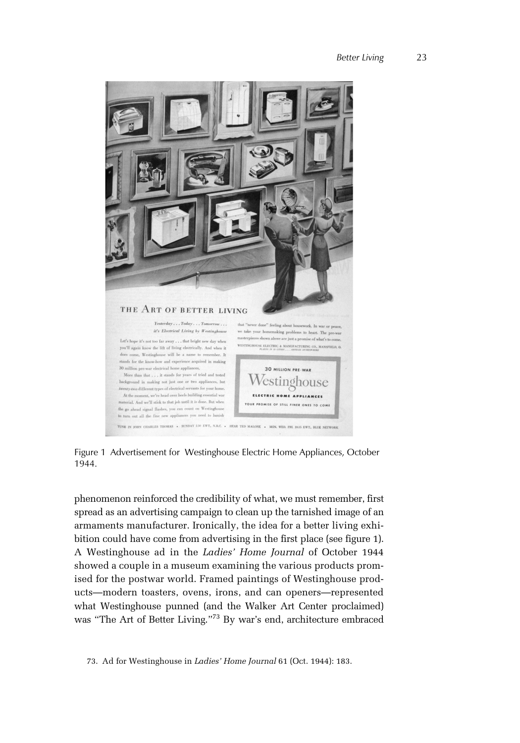Figure 1 Advertisement for Westinghouse Electric Home Appliances, October 1944.

phenomenon reinforced the credibility of what, we must remember, first spread as an advertising campaign to clean up the tarnished image of an armaments manufacturer. Ironically, the idea for a better living exhibition could have come from advertising in the first place (see figure 1). A Westinghouse ad in the *Ladies' Home Journal* of October 1944 showed a couple in a museum examining the various products promised for the postwar world. Framed paintings of Westinghouse products—modern toasters, ovens, irons, and can openers—represented what Westinghouse punned (and the Walker Art Center proclaimed) was "The Art of Better Living."[73] By war's end, architecture embraced

73. Ad for Westinghouse in *Ladies' Home Journal* 61 (Oct. 1944): 183.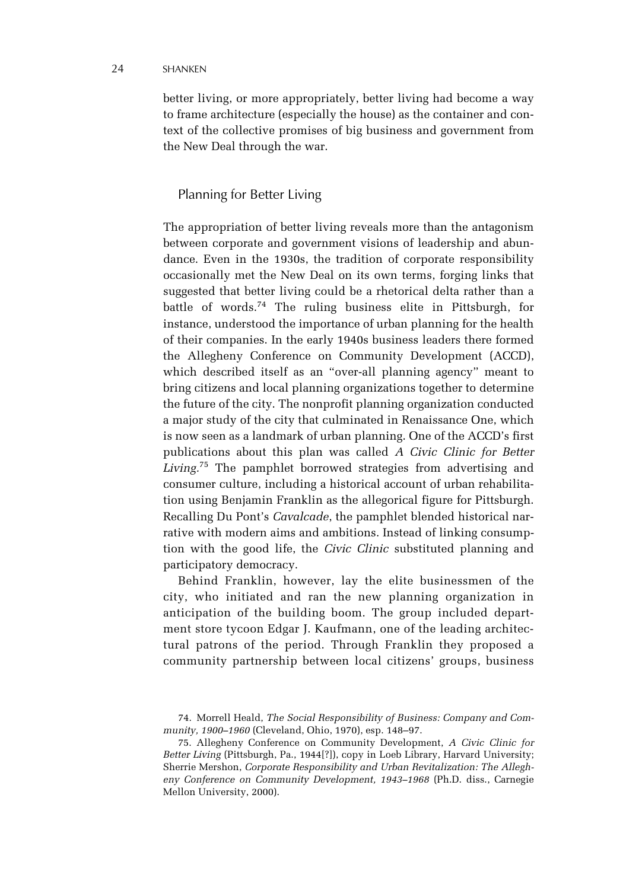better living, or more appropriately, better living had become a way to frame architecture (especially the house) as the container and context of the collective promises of big business and government from the New Deal through the war.

## Planning for Better Living

The appropriation of better living reveals more than the antagonism between corporate and government visions of leadership and abundance. Even in the 1930s, the tradition of corporate responsibility occasionally met the New Deal on its own terms, forging links that suggested that better living could be a rhetorical delta rather than a battle of words.[74] The ruling business elite in Pittsburgh, for instance, understood the importance of urban planning for the health of their companies. In the early 1940s business leaders there formed the Allegheny Conference on Community Development (ACCD), which described itself as an "over-all planning agency" meant to bring citizens and local planning organizations together to determine the future of the city. The nonprofit planning organization conducted a major study of the city that culminated in Renaissance One, which is now seen as a landmark of urban planning. One of the ACCD's first publications about this plan was called *A Civic Clinic for Better Living.*[75] The pamphlet borrowed strategies from advertising and consumer culture, including a historical account of urban rehabilitation using Benjamin Franklin as the allegorical figure for Pittsburgh. Recalling Du Pont's *Cavalcade*, the pamphlet blended historical narrative with modern aims and ambitions. Instead of linking consumption with the good life, the *Civic Clinic* substituted planning and participatory democracy.

Behind Franklin, however, lay the elite businessmen of the city, who initiated and ran the new planning organization in anticipation of the building boom. The group included department store tycoon Edgar J. Kaufmann, one of the leading architectural patrons of the period. Through Franklin they proposed a community partnership between local citizens' groups, business

74. Morrell Heald, *The Social Responsibility of Business: Company and Community, 1900–1960* (Cleveland, Ohio, 1970), esp. 148–97.

75. Allegheny Conference on Community Development, *A Civic Clinic for Better Living* (Pittsburgh, Pa., 1944[?]), copy in Loeb Library, Harvard University; Sherrie Mershon, *Corporate Responsibility and Urban Revitalization: The Allegheny Conference on Community Development, 1943–1968* (Ph.D. diss., Carnegie Mellon University, 2000).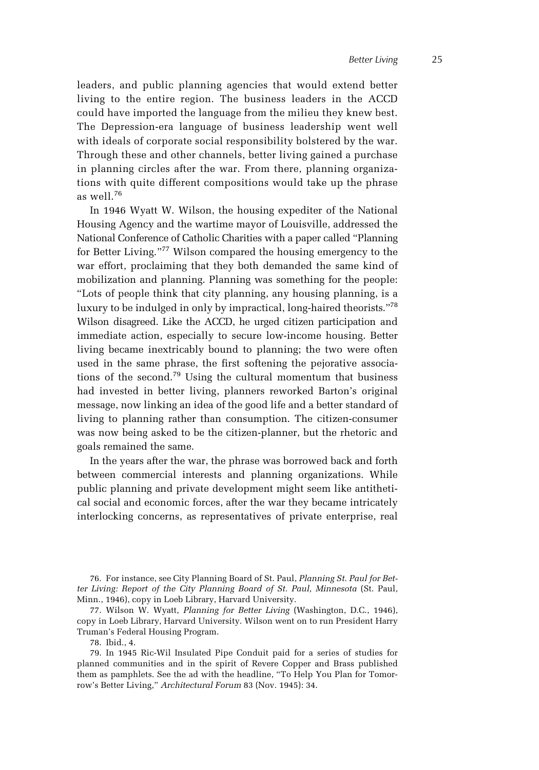leaders, and public planning agencies that would extend better living to the entire region. The business leaders in the ACCD could have imported the language from the milieu they knew best. The Depression-era language of business leadership went well with ideals of corporate social responsibility bolstered by the war. Through these and other channels, better living gained a purchase in planning circles after the war. From there, planning organizations with quite different compositions would take up the phrase as well.[76]

In 1946 Wyatt W. Wilson, the housing expediter of the National Housing Agency and the wartime mayor of Louisville, addressed the National Conference of Catholic Charities with a paper called "Planning for Better Living."[77] Wilson compared the housing emergency to the war effort, proclaiming that they both demanded the same kind of mobilization and planning. Planning was something for the people: "Lots of people think that city planning, any housing planning, is a luxury to be indulged in only by impractical, long-haired theorists."[78] Wilson disagreed. Like the ACCD, he urged citizen participation and immediate action, especially to secure low-income housing. Better living became inextricably bound to planning; the two were often used in the same phrase, the first softening the pejorative associations of the second.[79] Using the cultural momentum that business had invested in better living, planners reworked Barton's original message, now linking an idea of the good life and a better standard of living to planning rather than consumption. The citizen-consumer was now being asked to be the citizen-planner, but the rhetoric and goals remained the same.

In the years after the war, the phrase was borrowed back and forth between commercial interests and planning organizations. While public planning and private development might seem like antithetical social and economic forces, after the war they became intricately interlocking concerns, as representatives of private enterprise, real

76. For instance, see City Planning Board of St. Paul, *Planning St. Paul for Better Living: Report of the City Planning Board of St. Paul, Minnesota* (St. Paul, Minn., 1946), copy in Loeb Library, Harvard University.

77. Wilson W. Wyatt, *Planning for Better Living* (Washington, D.C., 1946), copy in Loeb Library, Harvard University. Wilson went on to run President Harry Truman's Federal Housing Program.

78. Ibid., 4.

79. In 1945 Ric-Wil Insulated Pipe Conduit paid for a series of studies for planned communities and in the spirit of Revere Copper and Brass published them as pamphlets. See the ad with the headline, "To Help You Plan for Tomorrow's Better Living," *Architectural Forum* 83 (Nov. 1945): 34.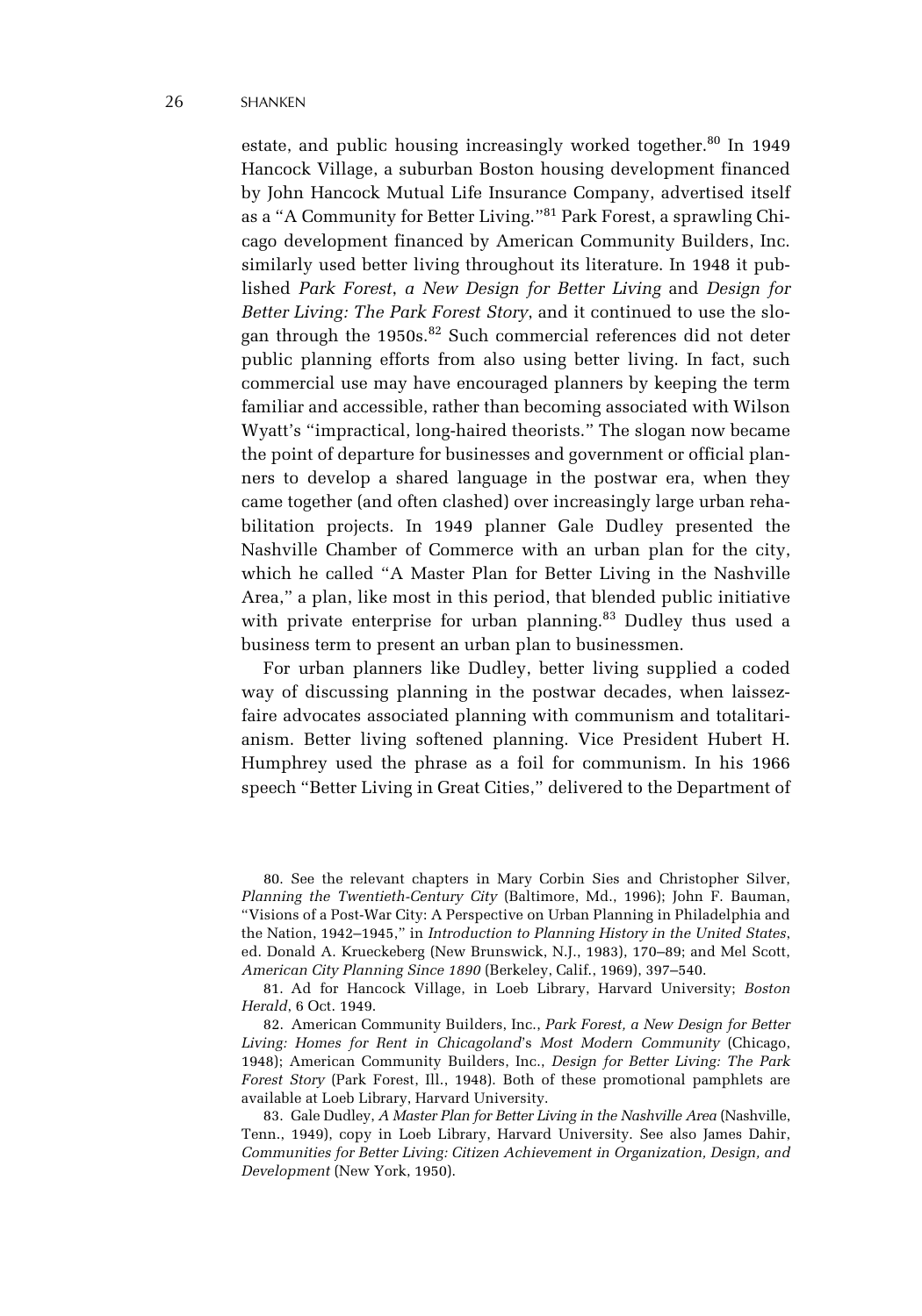estate, and public housing increasingly worked together.[80] In 1949 Hancock Village, a suburban Boston housing development financed by John Hancock Mutual Life Insurance Company, advertised itself as a "A Community for Better Living."[81] Park Forest, a sprawling Chicago development financed by American Community Builders, Inc. similarly used better living throughout its literature. In 1948 it published *Park Forest, a New Design for Better Living* and *Design for Better Living: The Park Forest Story*, and it continued to use the slogan through the 1950s.[82] Such commercial references did not deter public planning efforts from also using better living. In fact, such commercial use may have encouraged planners by keeping the term familiar and accessible, rather than becoming associated with Wilson Wyatt's "impractical, long-haired theorists." The slogan now became the point of departure for businesses and government or official planners to develop a shared language in the postwar era, when they came together (and often clashed) over increasingly large urban rehabilitation projects. In 1949 planner Gale Dudley presented the Nashville Chamber of Commerce with an urban plan for the city, which he called "A Master Plan for Better Living in the Nashville Area," a plan, like most in this period, that blended public initiative with private enterprise for urban planning.[83] Dudley thus used a business term to present an urban plan to businessmen.

For urban planners like Dudley, better living supplied a coded way of discussing planning in the postwar decades, when laissez-faire advocates associated planning with communism and totalitarianism. Better living softened planning. Vice President Hubert H. Humphrey used the phrase as a foil for communism. In his 1966 speech "Better Living in Great Cities," delivered to the Department of

80. See the relevant chapters in Mary Corbin Sies and Christopher Silver, *Planning the Twentieth-Century City* (Baltimore, Md., 1996); John F. Bauman, "Visions of a Post-War City: A Perspective on Urban Planning in Philadelphia and the Nation, 1942–1945," in *Introduction to Planning History in the United States*, ed. Donald A. Krueckeberg (New Brunswick, N.J., 1983), 170–89; and Mel Scott, *American City Planning Since 1890* (Berkeley, Calif., 1969), 397–540.

81. Ad for Hancock Village, in Loeb Library, Harvard University; *Boston Herald*, 6 Oct. 1949.

82. American Community Builders, Inc., *Park Forest, a New Design for Better Living: Homes for Rent in Chicagoland's Most Modern Community* (Chicago, 1948); American Community Builders, Inc., *Design for Better Living: The Park Forest Story* (Park Forest, Ill., 1948). Both of these promotional pamphlets are available at Loeb Library, Harvard University.

83. Gale Dudley, *A Master Plan for Better Living in the Nashville Area* (Nashville, Tenn., 1949), copy in Loeb Library, Harvard University. See also James Dahir, *Communities for Better Living: Citizen Achievement in Organization, Design, and Development* (New York, 1950).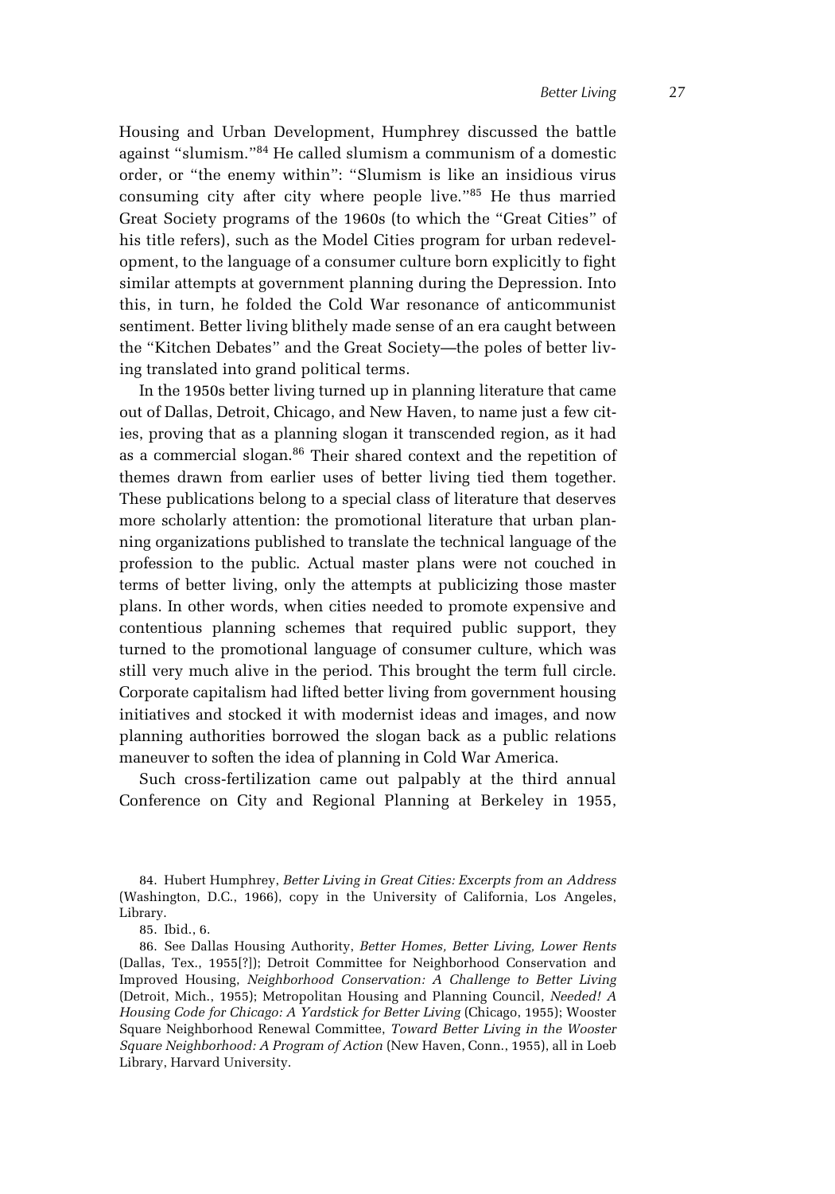Housing and Urban Development, Humphrey discussed the battle against "slumism."[84] He called slumism a communism of a domestic order, or "the enemy within": "Slumism is like an insidious virus consuming city after city where people live."[85] He thus married Great Society programs of the 1960s (to which the "Great Cities" of his title refers), such as the Model Cities program for urban redevelopment, to the language of a consumer culture born explicitly to fight similar attempts at government planning during the Depression. Into this, in turn, he folded the Cold War resonance of anticommunist sentiment. Better living blithely made sense of an era caught between the "Kitchen Debates" and the Great Society—the poles of better living translated into grand political terms.

In the 1950s better living turned up in planning literature that came out of Dallas, Detroit, Chicago, and New Haven, to name just a few cities, proving that as a planning slogan it transcended region, as it had as a commercial slogan.[86] Their shared context and the repetition of themes drawn from earlier uses of better living tied them together. These publications belong to a special class of literature that deserves more scholarly attention: the promotional literature that urban planning organizations published to translate the technical language of the profession to the public. Actual master plans were not couched in terms of better living, only the attempts at publicizing those master plans. In other words, when cities needed to promote expensive and contentious planning schemes that required public support, they turned to the promotional language of consumer culture, which was still very much alive in the period. This brought the term full circle. Corporate capitalism had lifted better living from government housing initiatives and stocked it with modernist ideas and images, and now planning authorities borrowed the slogan back as a public relations maneuver to soften the idea of planning in Cold War America.

Such cross-fertilization came out palpably at the third annual Conference on City and Regional Planning at Berkeley in 1955,

84. Hubert Humphrey, *Better Living in Great Cities: Excerpts from an Address* (Washington, D.C., 1966), copy in the University of California, Los Angeles, Library.

85. Ibid., 6.

86. See Dallas Housing Authority, *Better Homes, Better Living, Lower Rents* (Dallas, Tex., 1955[?]); Detroit Committee for Neighborhood Conservation and Improved Housing, *Neighborhood Conservation: A Challenge to Better Living* (Detroit, Mich., 1955); Metropolitan Housing and Planning Council, *Needed! A Housing Code for Chicago: A Yardstick for Better Living* (Chicago, 1955); Wooster Square Neighborhood Renewal Committee, *Toward Better Living in the Wooster Square Neighborhood: A Program of Action* (New Haven, Conn., 1955), all in Loeb Library, Harvard University.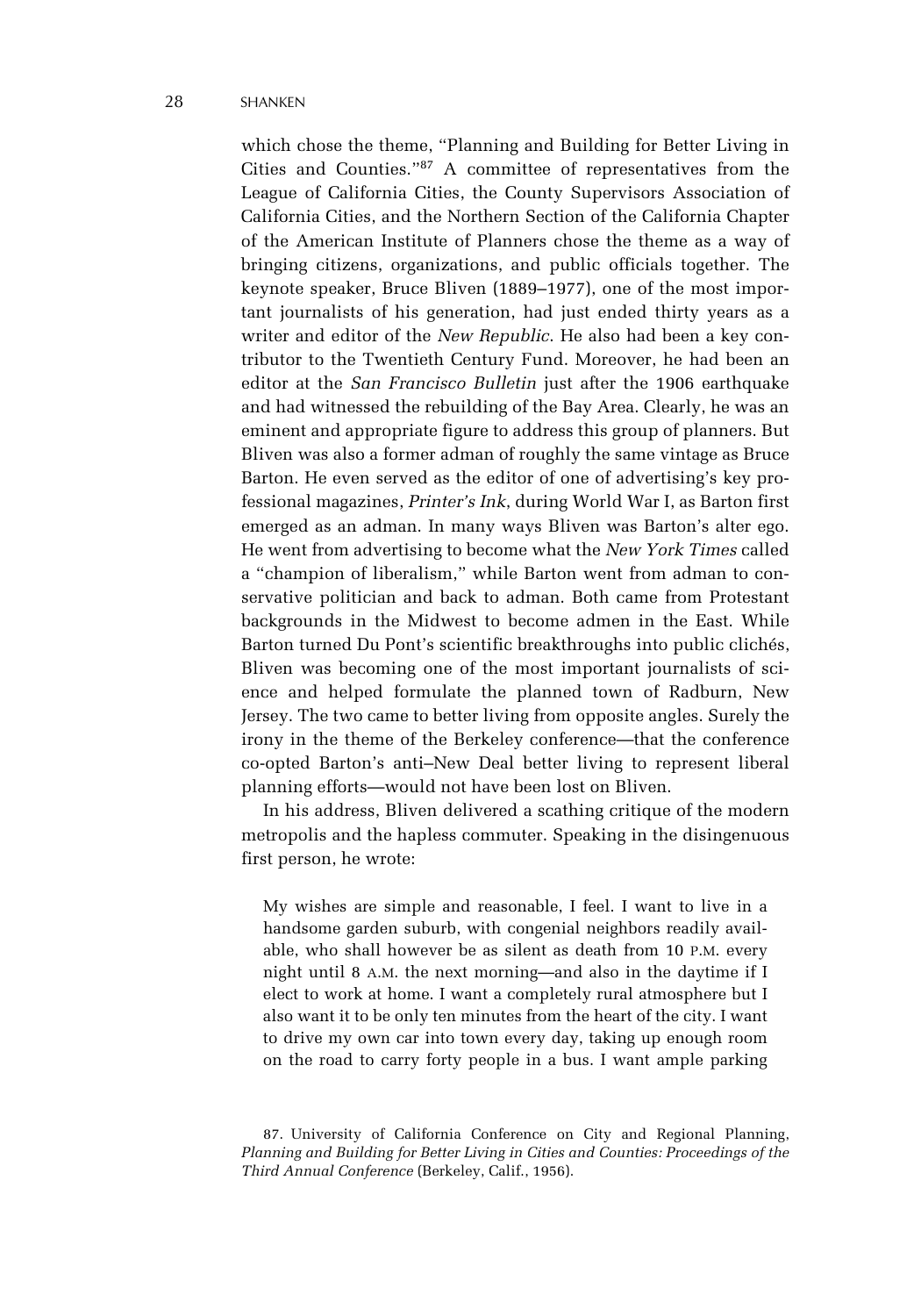which chose the theme, "Planning and Building for Better Living in Cities and Counties."[87] A committee of representatives from the League of California Cities, the County Supervisors Association of California Cities, and the Northern Section of the California Chapter of the American Institute of Planners chose the theme as a way of bringing citizens, organizations, and public officials together. The keynote speaker, Bruce Bliven (1889–1977), one of the most important journalists of his generation, had just ended thirty years as a writer and editor of the *New Republic*. He also had been a key contributor to the Twentieth Century Fund. Moreover, he had been an editor at the *San Francisco Bulletin* just after the 1906 earthquake and had witnessed the rebuilding of the Bay Area. Clearly, he was an eminent and appropriate figure to address this group of planners. But Bliven was also a former adman of roughly the same vintage as Bruce Barton. He even served as the editor of one of advertising's key professional magazines, *Printer's Ink*, during World War I, as Barton first emerged as an adman. In many ways Bliven was Barton's alter ego. He went from advertising to become what the *New York Times* called a "champion of liberalism," while Barton went from adman to conservative politician and back to adman. Both came from Protestant backgrounds in the Midwest to become admen in the East. While Barton turned Du Pont's scientific breakthroughs into public clichés, Bliven was becoming one of the most important journalists of science and helped formulate the planned town of Radburn, New Jersey. The two came to better living from opposite angles. Surely the irony in the theme of the Berkeley conference—that the conference co-opted Barton's anti–New Deal better living to represent liberal planning efforts—would not have been lost on Bliven.

In his address, Bliven delivered a scathing critique of the modern metropolis and the hapless commuter. Speaking in the disingenuous first person, he wrote:

> My wishes are simple and reasonable, I feel. I want to live in a handsome garden suburb, with congenial neighbors readily available, who shall however be as silent as death from 10 P.M. every night until 8 A.M. the next morning—and also in the daytime if I elect to work at home. I want a completely rural atmosphere but I also want it to be only ten minutes from the heart of the city. I want to drive my own car into town every day, taking up enough room on the road to carry forty people in a bus. I want ample parking

87. University of California Conference on City and Regional Planning, *Planning and Building for Better Living in Cities and Counties: Proceedings of the Third Annual Conference* (Berkeley, Calif., 1956).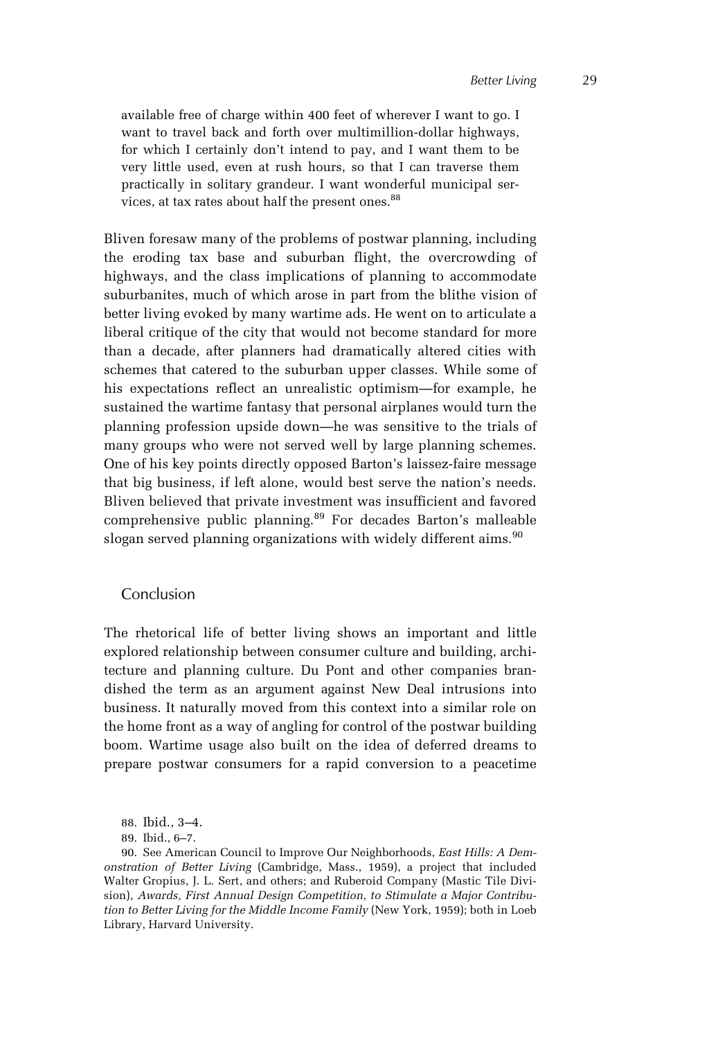available free of charge within 400 feet of wherever I want to go. I want to travel back and forth over multimillion-dollar highways, for which I certainly don't intend to pay, and I want them to be very little used, even at rush hours, so that I can traverse them practically in solitary grandeur. I want wonderful municipal services, at tax rates about half the present ones.[88]

Bliven foresaw many of the problems of postwar planning, including the eroding tax base and suburban flight, the overcrowding of highways, and the class implications of planning to accommodate suburbanites, much of which arose in part from the blithe vision of better living evoked by many wartime ads. He went on to articulate a liberal critique of the city that would not become standard for more than a decade, after planners had dramatically altered cities with schemes that catered to the suburban upper classes. While some of his expectations reflect an unrealistic optimism—for example, he sustained the wartime fantasy that personal airplanes would turn the planning profession upside down—he was sensitive to the trials of many groups who were not served well by large planning schemes. One of his key points directly opposed Barton's laissez-faire message that big business, if left alone, would best serve the nation's needs. Bliven believed that private investment was insufficient and favored comprehensive public planning.[89] For decades Barton's malleable slogan served planning organizations with widely different aims.[90]

## Conclusion

The rhetorical life of better living shows an important and little explored relationship between consumer culture and building, architecture and planning culture. Du Pont and other companies brandished the term as an argument against New Deal intrusions into business. It naturally moved from this context into a similar role on the home front as a way of angling for control of the postwar building boom. Wartime usage also built on the idea of deferred dreams to prepare postwar consumers for a rapid conversion to a peacetime

88. Ibid., 3–4.

89. Ibid., 6–7.

90. See American Council to Improve Our Neighborhoods, *East Hills: A Demonstration of Better Living* (Cambridge, Mass., 1959), a project that included Walter Gropius, J. L. Sert, and others; and Ruberoid Company (Mastic Tile Division), *Awards, First Annual Design Competition, to Stimulate a Major Contribution to Better Living for the Middle Income Family* (New York, 1959); both in Loeb Library, Harvard University.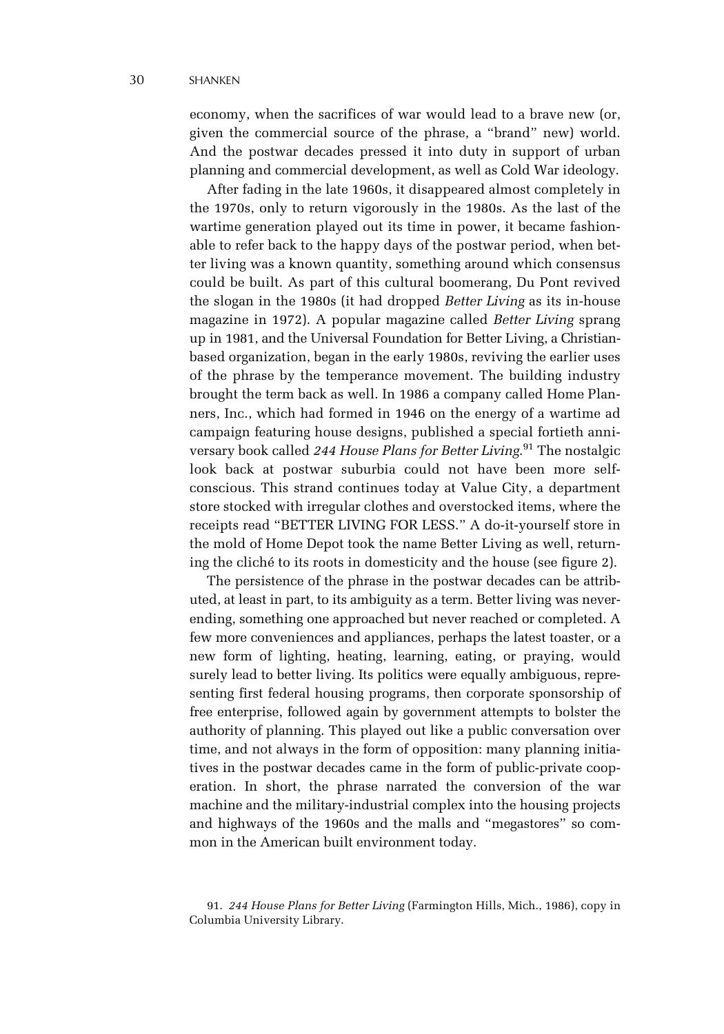economy, when the sacrifices of war would lead to a brave new (or, given the commercial source of the phrase, a "brand" new) world. And the postwar decades pressed it into duty in support of urban planning and commercial development, as well as Cold War ideology.

After fading in the late 1960s, it disappeared almost completely in the 1970s, only to return vigorously in the 1980s. As the last of the wartime generation played out its time in power, it became fashionable to refer back to the happy days of the postwar period, when better living was a known quantity, something around which consensus could be built. As part of this cultural boomerang, Du Pont revived the slogan in the 1980s (it had dropped *Better Living* as its in-house magazine in 1972). A popular magazine called *Better Living* sprang up in 1981, and the Universal Foundation for Better Living, a Christian-based organization, began in the early 1980s, reviving the earlier uses of the phrase by the temperance movement. The building industry brought the term back as well. In 1986 a company called Home Planners, Inc., which had formed in 1946 on the energy of a wartime ad campaign featuring house designs, published a special fortieth anniversary book called *244 House Plans for Better Living*.[91] The nostalgic look back at postwar suburbia could not have been more self-conscious. This strand continues today at Value City, a department store stocked with irregular clothes and overstocked items, where the receipts read "BETTER LIVING FOR LESS." A do-it-yourself store in the mold of Home Depot took the name Better Living as well, returning the cliché to its roots in domesticity and the house (see figure 2).

The persistence of the phrase in the postwar decades can be attributed, at least in part, to its ambiguity as a term. Better living was never-ending, something one approached but never reached or completed. A few more conveniences and appliances, perhaps the latest toaster, or a new form of lighting, heating, learning, eating, or praying, would surely lead to better living. Its politics were equally ambiguous, representing first federal housing programs, then corporate sponsorship of free enterprise, followed again by government attempts to bolster the authority of planning. This played out like a public conversation over time, and not always in the form of opposition: many planning initiatives in the postwar decades came in the form of public-private cooperation. In short, the phrase narrated the conversion of the war machine and the military-industrial complex into the housing projects and highways of the 1960s and the malls and "megastores" so common in the American built environment today.

91. *244 House Plans for Better Living* (Farmington Hills, Mich., 1986), copy in Columbia University Library.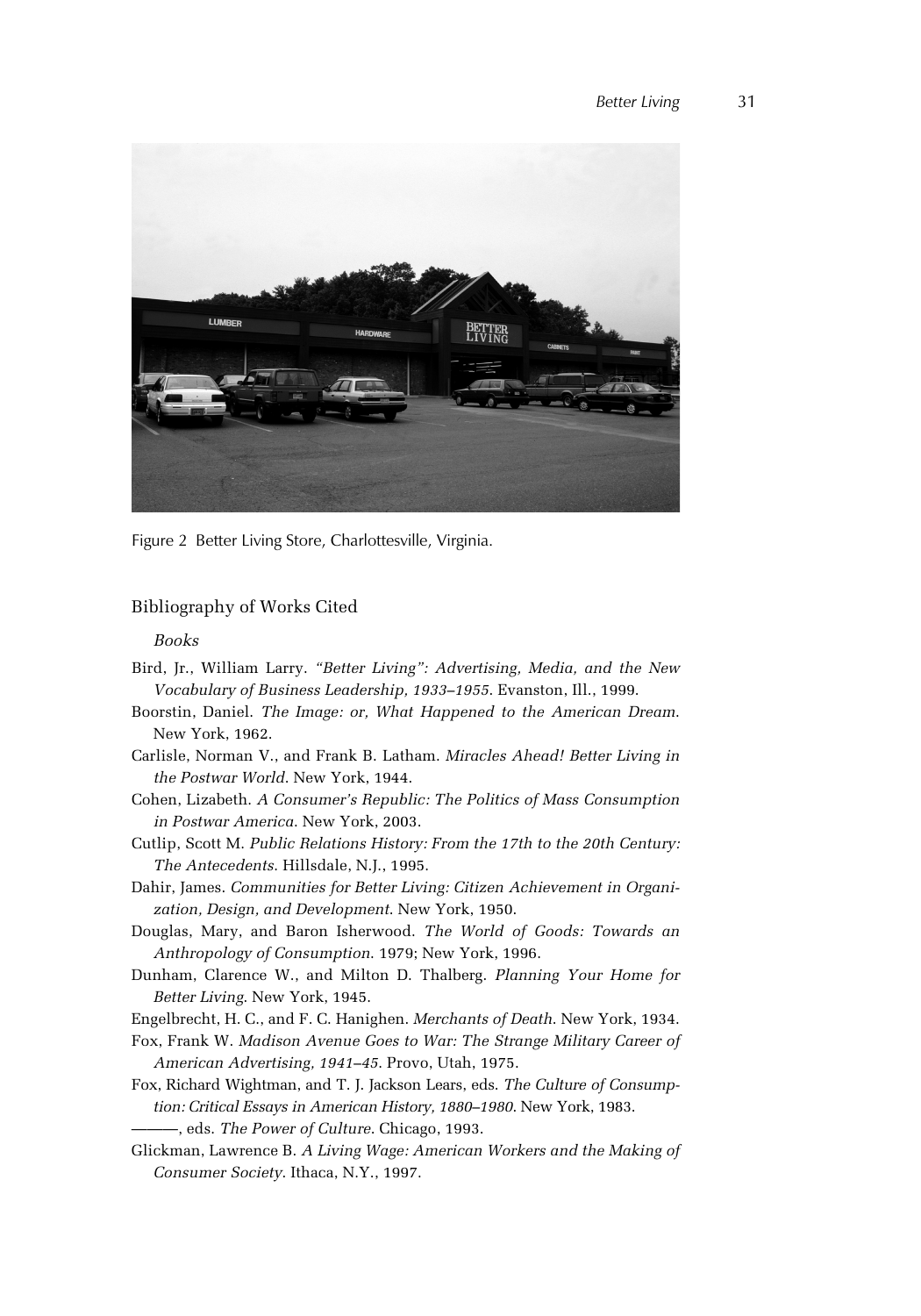Figure 2 Better Living Store, Charlottesville, Virginia.

## Bibliography of Works Cited

### *Books*

Bird, Jr., William Larry. *"Better Living": Advertising, Media, and the New Vocabulary of Business Leadership, 1933–1955*. Evanston, Ill., 1999.

Boorstin, Daniel. *The Image: or, What Happened to the American Dream*. New York, 1962.

Carlisle, Norman V., and Frank B. Latham. *Miracles Ahead! Better Living in the Postwar World*. New York, 1944.

Cohen, Lizabeth. *A Consumer's Republic: The Politics of Mass Consumption in Postwar America*. New York, 2003.

Cutlip, Scott M. *Public Relations History: From the 17th to the 20th Century: The Antecedents*. Hillsdale, N.J., 1995.

Dahir, James. *Communities for Better Living: Citizen Achievement in Organization, Design, and Development*. New York, 1950.

Douglas, Mary, and Baron Isherwood. *The World of Goods: Towards an Anthropology of Consumption*. 1979; New York, 1996.

Dunham, Clarence W., and Milton D. Thalberg. *Planning Your Home for Better Living*. New York, 1945.

Engelbrecht, H. C., and F. C. Hanighen. *Merchants of Death*. New York, 1934.

Fox, Frank W. *Madison Avenue Goes to War: The Strange Military Career of American Advertising, 1941–45*. Provo, Utah, 1975.

Fox, Richard Wightman, and T. J. Jackson Lears, eds. *The Culture of Consumption: Critical Essays in American History, 1880–1980*. New York, 1983.

———, eds. *The Power of Culture*. Chicago, 1993.

Glickman, Lawrence B. *A Living Wage: American Workers and the Making of Consumer Society*. Ithaca, N.Y., 1997.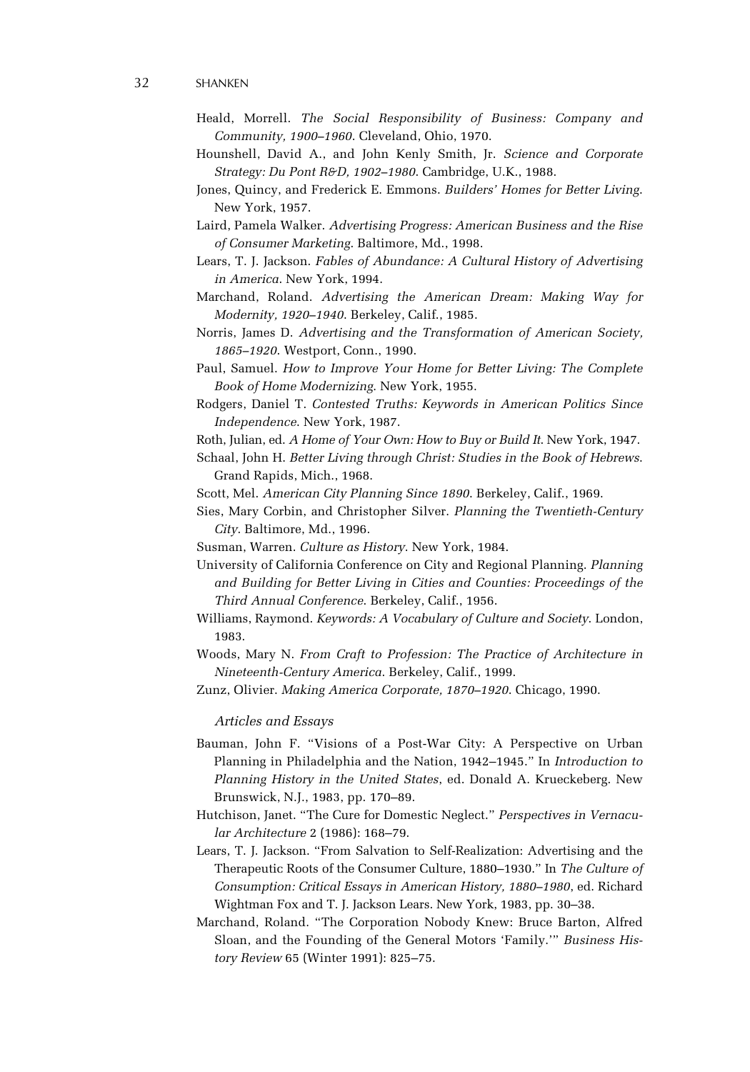Heald, Morrell. *The Social Responsibility of Business: Company and Community, 1900–1960*. Cleveland, Ohio, 1970.

Hounshell, David A., and John Kenly Smith, Jr. *Science and Corporate Strategy: Du Pont R&D, 1902–1980*. Cambridge, U.K., 1988.

Jones, Quincy, and Frederick E. Emmons. *Builders' Homes for Better Living*. New York, 1957.

Laird, Pamela Walker. *Advertising Progress: American Business and the Rise of Consumer Marketing*. Baltimore, Md., 1998.

Lears, T. J. Jackson. *Fables of Abundance: A Cultural History of Advertising in America*. New York, 1994.

Marchand, Roland. *Advertising the American Dream: Making Way for Modernity, 1920–1940*. Berkeley, Calif., 1985.

Norris, James D. *Advertising and the Transformation of American Society, 1865–1920*. Westport, Conn., 1990.

Paul, Samuel. *How to Improve Your Home for Better Living: The Complete Book of Home Modernizing*. New York, 1955.

Rodgers, Daniel T. *Contested Truths: Keywords in American Politics Since Independence*. New York, 1987.

Roth, Julian, ed. *A Home of Your Own: How to Buy or Build It*. New York, 1947.

Schaal, John H. *Better Living through Christ: Studies in the Book of Hebrews*. Grand Rapids, Mich., 1968.

Scott, Mel. *American City Planning Since 1890*. Berkeley, Calif., 1969.

Sies, Mary Corbin, and Christopher Silver. *Planning the Twentieth-Century City*. Baltimore, Md., 1996.

Susman, Warren. *Culture as History*. New York, 1984.

University of California Conference on City and Regional Planning. *Planning and Building for Better Living in Cities and Counties: Proceedings of the Third Annual Conference*. Berkeley, Calif., 1956.

Williams, Raymond. *Keywords: A Vocabulary of Culture and Society*. London, 1983.

Woods, Mary N. *From Craft to Profession: The Practice of Architecture in Nineteenth-Century America*. Berkeley, Calif., 1999.

Zunz, Olivier. *Making America Corporate, 1870–1920*. Chicago, 1990.

### *Articles and Essays*

Bauman, John F. "Visions of a Post-War City: A Perspective on Urban Planning in Philadelphia and the Nation, 1942–1945." In *Introduction to Planning History in the United States*, ed. Donald A. Krueckeberg. New Brunswick, N.J., 1983, pp. 170–89.

Hutchison, Janet. "The Cure for Domestic Neglect." *Perspectives in Vernacular Architecture* 2 (1986): 168–79.

Lears, T. J. Jackson. "From Salvation to Self-Realization: Advertising and the Therapeutic Roots of the Consumer Culture, 1880–1930." In *The Culture of Consumption: Critical Essays in American History, 1880–1980*, ed. Richard Wightman Fox and T. J. Jackson Lears. New York, 1983, pp. 30–38.

Marchand, Roland. "The Corporation Nobody Knew: Bruce Barton, Alfred Sloan, and the Founding of the General Motors 'Family.'" *Business History Review* 65 (Winter 1991): 825–75.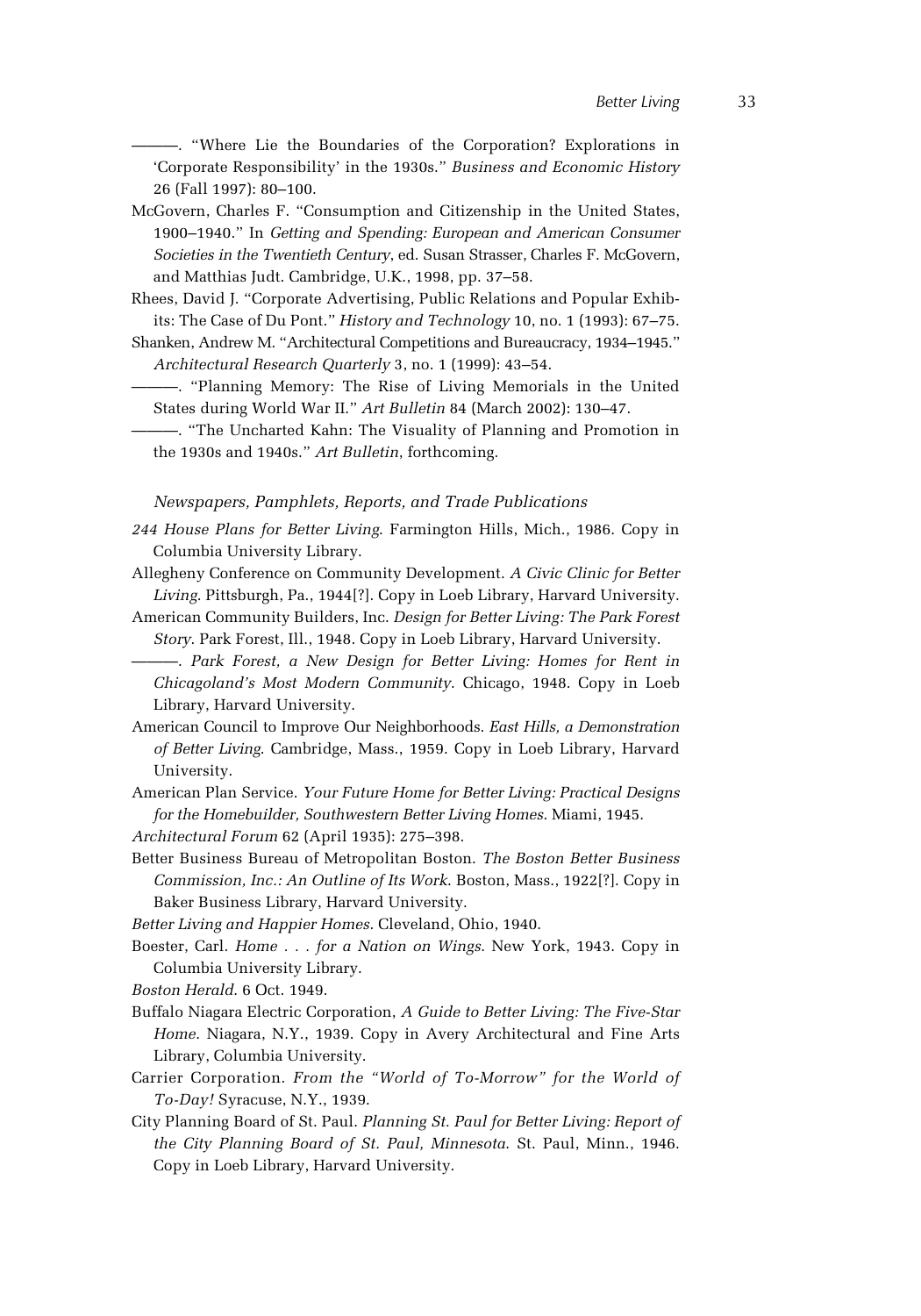———. "Where Lie the Boundaries of the Corporation? Explorations in 'Corporate Responsibility' in the 1930s." *Business and Economic History* 26 (Fall 1997): 80–100.

McGovern, Charles F. "Consumption and Citizenship in the United States, 1900–1940." In *Getting and Spending: European and American Consumer Societies in the Twentieth Century*, ed. Susan Strasser, Charles F. McGovern, and Matthias Judt. Cambridge, U.K., 1998, pp. 37–58.

Rhees, David J. "Corporate Advertising, Public Relations and Popular Exhibits: The Case of Du Pont." *History and Technology* 10, no. 1 (1993): 67–75.

Shanken, Andrew M. "Architectural Competitions and Bureaucracy, 1934–1945." *Architectural Research Quarterly* 3, no. 1 (1999): 43–54.

———. "Planning Memory: The Rise of Living Memorials in the United States during World War II." *Art Bulletin* 84 (March 2002): 130–47.

———. "The Uncharted Kahn: The Visuality of Planning and Promotion in the 1930s and 1940s." *Art Bulletin*, forthcoming.

### *Newspapers, Pamphlets, Reports, and Trade Publications*

*244 House Plans for Better Living*. Farmington Hills, Mich., 1986. Copy in Columbia University Library.

Allegheny Conference on Community Development. *A Civic Clinic for Better Living*. Pittsburgh, Pa., 1944[?]. Copy in Loeb Library, Harvard University.

American Community Builders, Inc. *Design for Better Living: The Park Forest Story*. Park Forest, Ill., 1948. Copy in Loeb Library, Harvard University.

———. *Park Forest, a New Design for Better Living: Homes for Rent in Chicagoland's Most Modern Community*. Chicago, 1948. Copy in Loeb Library, Harvard University.

American Council to Improve Our Neighborhoods. *East Hills, a Demonstration of Better Living*. Cambridge, Mass., 1959. Copy in Loeb Library, Harvard University.

American Plan Service. *Your Future Home for Better Living: Practical Designs for the Homebuilder, Southwestern Better Living Homes*. Miami, 1945.

*Architectural Forum* 62 (April 1935): 275–398.

Better Business Bureau of Metropolitan Boston. *The Boston Better Business Commission, Inc.: An Outline of Its Work*. Boston, Mass., 1922[?]. Copy in Baker Business Library, Harvard University.

*Better Living and Happier Homes*. Cleveland, Ohio, 1940.

Boester, Carl. *Home . . . for a Nation on Wings*. New York, 1943. Copy in Columbia University Library.

*Boston Herald*. 6 Oct. 1949.

Buffalo Niagara Electric Corporation, *A Guide to Better Living: The Five-Star Home*. Niagara, N.Y., 1939. Copy in Avery Architectural and Fine Arts Library, Columbia University.

Carrier Corporation. *From the "World of To-Morrow" for the World of To-Day!* Syracuse, N.Y., 1939.

City Planning Board of St. Paul. *Planning St. Paul for Better Living: Report of the City Planning Board of St. Paul, Minnesota*. St. Paul, Minn., 1946. Copy in Loeb Library, Harvard University.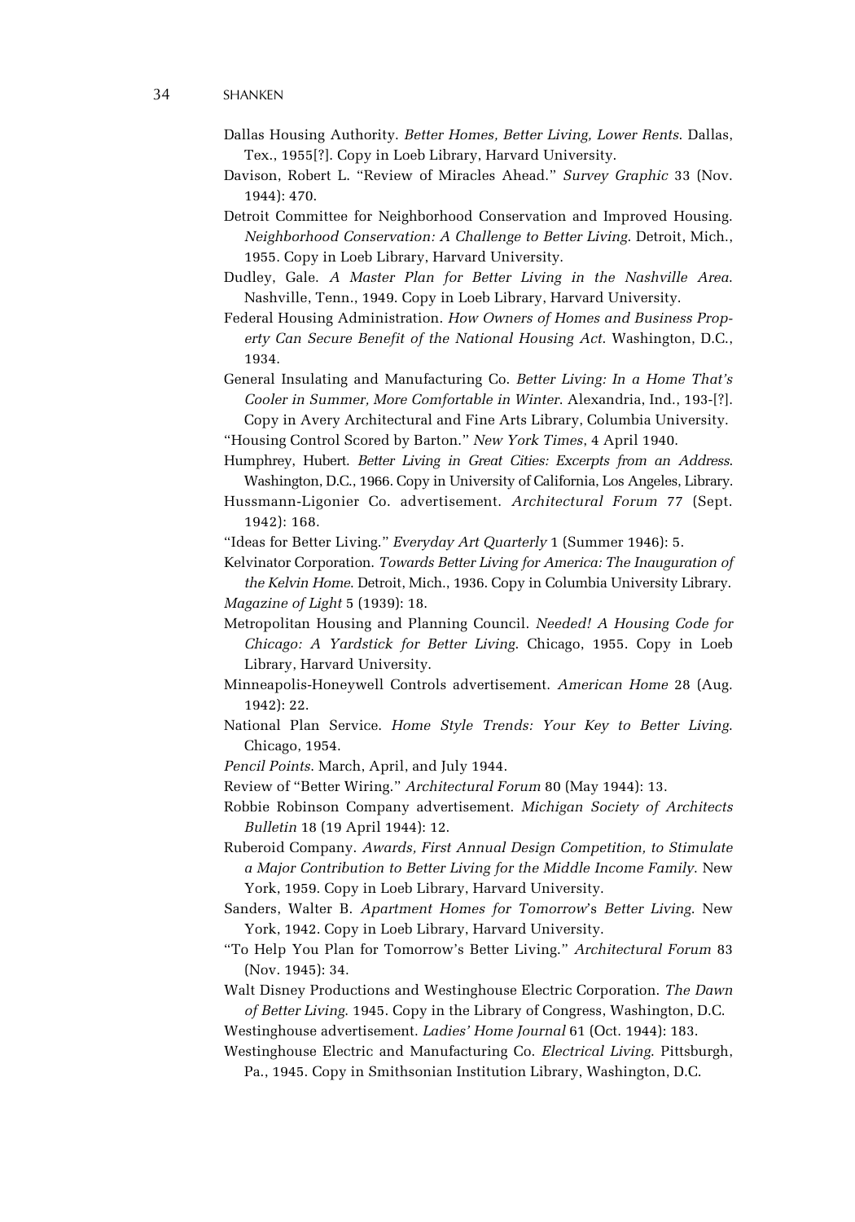Dallas Housing Authority. *Better Homes, Better Living, Lower Rents*. Dallas, Tex., 1955[?]. Copy in Loeb Library, Harvard University.

Davison, Robert L. "Review of Miracles Ahead." *Survey Graphic* 33 (Nov. 1944): 470.

Detroit Committee for Neighborhood Conservation and Improved Housing. *Neighborhood Conservation: A Challenge to Better Living*. Detroit, Mich., 1955. Copy in Loeb Library, Harvard University.

Dudley, Gale. *A Master Plan for Better Living in the Nashville Area*. Nashville, Tenn., 1949. Copy in Loeb Library, Harvard University.

Federal Housing Administration. *How Owners of Homes and Business Property Can Secure Benefit of the National Housing Act*. Washington, D.C., 1934.

General Insulating and Manufacturing Co. *Better Living: In a Home That's Cooler in Summer, More Comfortable in Winter*. Alexandria, Ind., 193-[?]. Copy in Avery Architectural and Fine Arts Library, Columbia University.

"Housing Control Scored by Barton." *New York Times*, 4 April 1940.

Humphrey, Hubert. *Better Living in Great Cities: Excerpts from an Address*. Washington, D.C., 1966. Copy in University of California, Los Angeles, Library.

Hussmann-Ligonier Co. advertisement. *Architectural Forum* 77 (Sept. 1942): 168.

"Ideas for Better Living." *Everyday Art Quarterly* 1 (Summer 1946): 5.

Kelvinator Corporation. *Towards Better Living for America: The Inauguration of the Kelvin Home*. Detroit, Mich., 1936. Copy in Columbia University Library.

*Magazine of Light* 5 (1939): 18.

Metropolitan Housing and Planning Council. *Needed! A Housing Code for Chicago: A Yardstick for Better Living*. Chicago, 1955. Copy in Loeb Library, Harvard University.

Minneapolis-Honeywell Controls advertisement. *American Home* 28 (Aug. 1942): 22.

National Plan Service. *Home Style Trends: Your Key to Better Living*. Chicago, 1954.

*Pencil Points*. March, April, and July 1944.

Review of "Better Wiring." *Architectural Forum* 80 (May 1944): 13.

Robbie Robinson Company advertisement. *Michigan Society of Architects Bulletin* 18 (19 April 1944): 12.

Ruberoid Company. *Awards, First Annual Design Competition, to Stimulate a Major Contribution to Better Living for the Middle Income Family*. New York, 1959. Copy in Loeb Library, Harvard University.

Sanders, Walter B. *Apartment Homes for Tomorrow's Better Living*. New York, 1942. Copy in Loeb Library, Harvard University.

"To Help You Plan for Tomorrow's Better Living." *Architectural Forum* 83 (Nov. 1945): 34.

Walt Disney Productions and Westinghouse Electric Corporation. *The Dawn of Better Living*. 1945. Copy in the Library of Congress, Washington, D.C.

Westinghouse advertisement. *Ladies' Home Journal* 61 (Oct. 1944): 183.

Westinghouse Electric and Manufacturing Co. *Electrical Living*. Pittsburgh, Pa., 1945. Copy in Smithsonian Institution Library, Washington, D.C.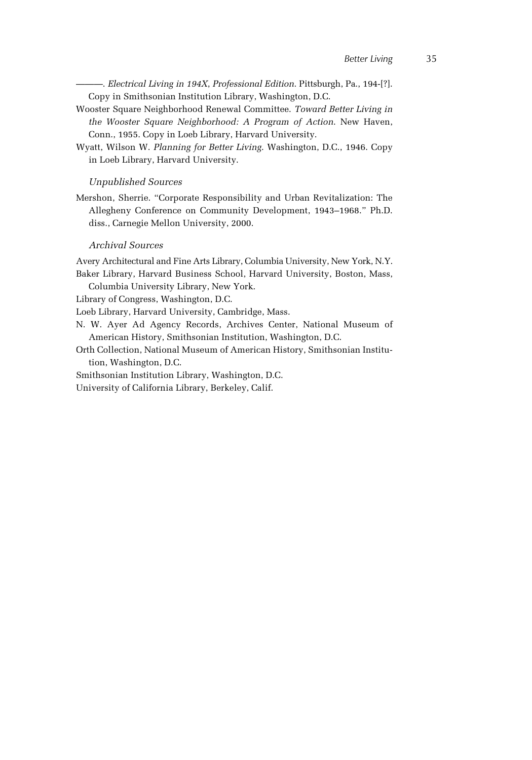———. *Electrical Living in 194X, Professional Edition*. Pittsburgh, Pa., 194-[?]. Copy in Smithsonian Institution Library, Washington, D.C.

Wooster Square Neighborhood Renewal Committee. *Toward Better Living in the Wooster Square Neighborhood: A Program of Action*. New Haven, Conn., 1955. Copy in Loeb Library, Harvard University.

Wyatt, Wilson W. *Planning for Better Living*. Washington, D.C., 1946. Copy in Loeb Library, Harvard University.

### *Unpublished Sources*

Mershon, Sherrie. "Corporate Responsibility and Urban Revitalization: The Allegheny Conference on Community Development, 1943–1968." Ph.D. diss., Carnegie Mellon University, 2000.

### *Archival Sources*

Avery Architectural and Fine Arts Library, Columbia University, New York, N.Y.

Baker Library, Harvard Business School, Harvard University, Boston, Mass, Columbia University Library, New York.

Library of Congress, Washington, D.C.

Loeb Library, Harvard University, Cambridge, Mass.

N. W. Ayer Ad Agency Records, Archives Center, National Museum of American History, Smithsonian Institution, Washington, D.C.

Orth Collection, National Museum of American History, Smithsonian Institution, Washington, D.C.

Smithsonian Institution Library, Washington, D.C.

University of California Library, Berkeley, Calif.